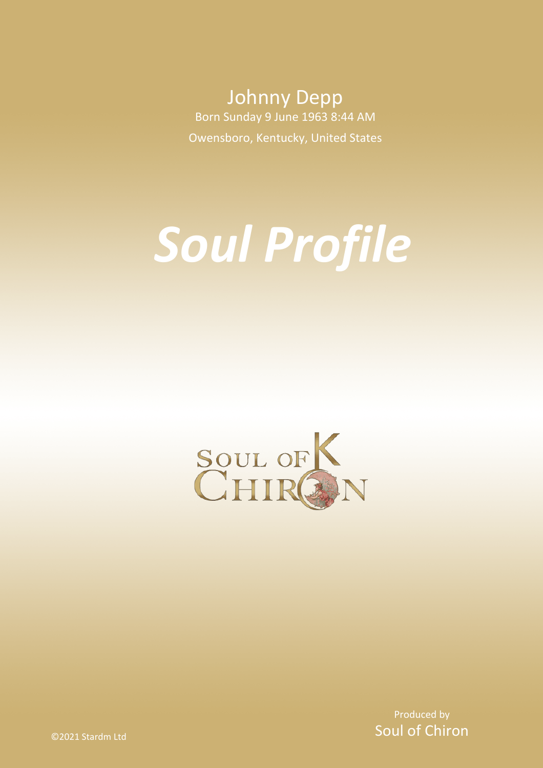Johnny Depp

Born Sunday 9 June 1963 8:44 AM

Owensboro, Kentucky, United States

# *Soul Profile*

SOUL OF CHIRON

Produced by
Soul of Chiron

©2021 Stardm Ltd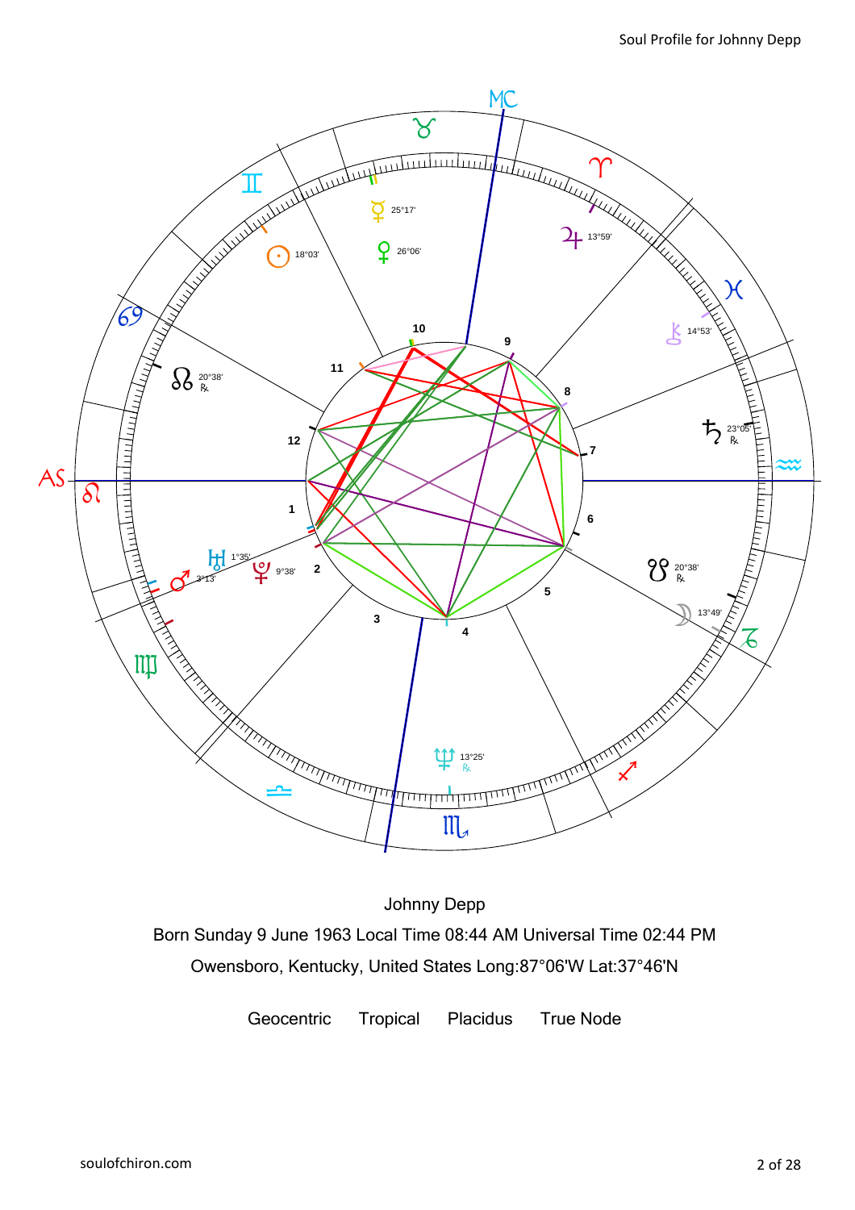Johnny Depp

Born Sunday 9 June 1963 Local Time 08:44 AM Universal Time 02:44 PM

Owensboro, Kentucky, United States Long:87°06'W Lat:37°46'N

Geocentric Tropical Placidus True Node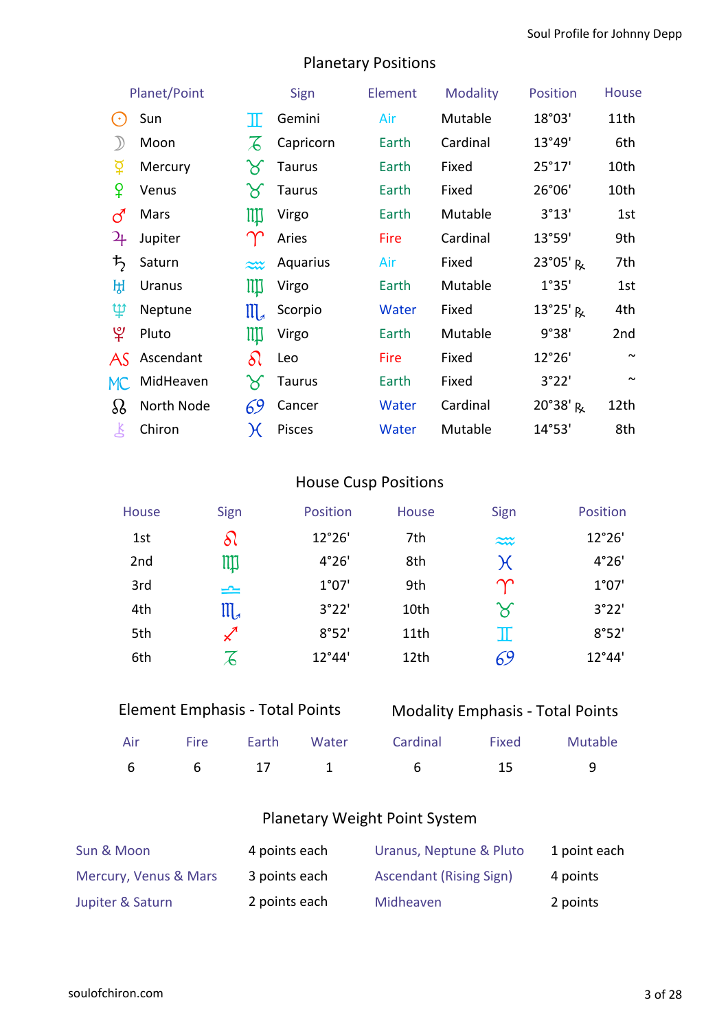## Planetary Positions

| Planet/Point | Sign | Element | Modality | Position | House |
|---|---|---|---|---|---|
| ☉ Sun | ♊ Gemini | Air | Mutable | 18°03' | 11th |
| ☽ Moon | ♑ Capricorn | Earth | Cardinal | 13°49' | 6th |
| ☿ Mercury | ♉ Taurus | Earth | Fixed | 25°17' | 10th |
| ♀ Venus | ♉ Taurus | Earth | Fixed | 26°06' | 10th |
| ♂ Mars | ♍ Virgo | Earth | Mutable | 3°13' | 1st |
| ♃ Jupiter | ♈ Aries | Fire | Cardinal | 13°59' | 9th |
| ♄ Saturn | ♒ Aquarius | Air | Fixed | 23°05' ℞ | 7th |
| ♅ Uranus | ♍ Virgo | Earth | Mutable | 1°35' | 1st |
| ♆ Neptune | ♏ Scorpio | Water | Fixed | 13°25' ℞ | 4th |
| ♇ Pluto | ♍ Virgo | Earth | Mutable | 9°38' | 2nd |
| AS Ascendant | ♌ Leo | Fire | Fixed | 12°26' | ~ |
| MC MidHeaven | ♉ Taurus | Earth | Fixed | 3°22' | ~ |
| ☊ North Node | ♋ Cancer | Water | Cardinal | 20°38' ℞ | 12th |
| ⚷ Chiron | ♓ Pisces | Water | Mutable | 14°53' | 8th |

## House Cusp Positions

| House | Sign | Position | House | Sign | Position |
|---|---|---|---|---|---|
| 1st | ♌ | 12°26' | 7th | ♒ | 12°26' |
| 2nd | ♍ | 4°26' | 8th | ♓ | 4°26' |
| 3rd | ♎ | 1°07' | 9th | ♈ | 1°07' |
| 4th | ♏ | 3°22' | 10th | ♉ | 3°22' |
| 5th | ♐ | 8°52' | 11th | ♊ | 8°52' |
| 6th | ♑ | 12°44' | 12th | ♋ | 12°44' |

## Element Emphasis - Total Points

| Air | Fire | Earth | Water |
|---|---|---|---|
| 6 | 6 | 17 | 1 |

## Modality Emphasis - Total Points

| Cardinal | Fixed | Mutable |
|---|---|---|
| 6 | 15 | 9 |

## Planetary Weight Point System

| | | | |
|---|---|---|---|
| Sun & Moon | 4 points each | Uranus, Neptune & Pluto | 1 point each |
| Mercury, Venus & Mars | 3 points each | Ascendant (Rising Sign) | 4 points |
| Jupiter & Saturn | 2 points each | Midheaven | 2 points |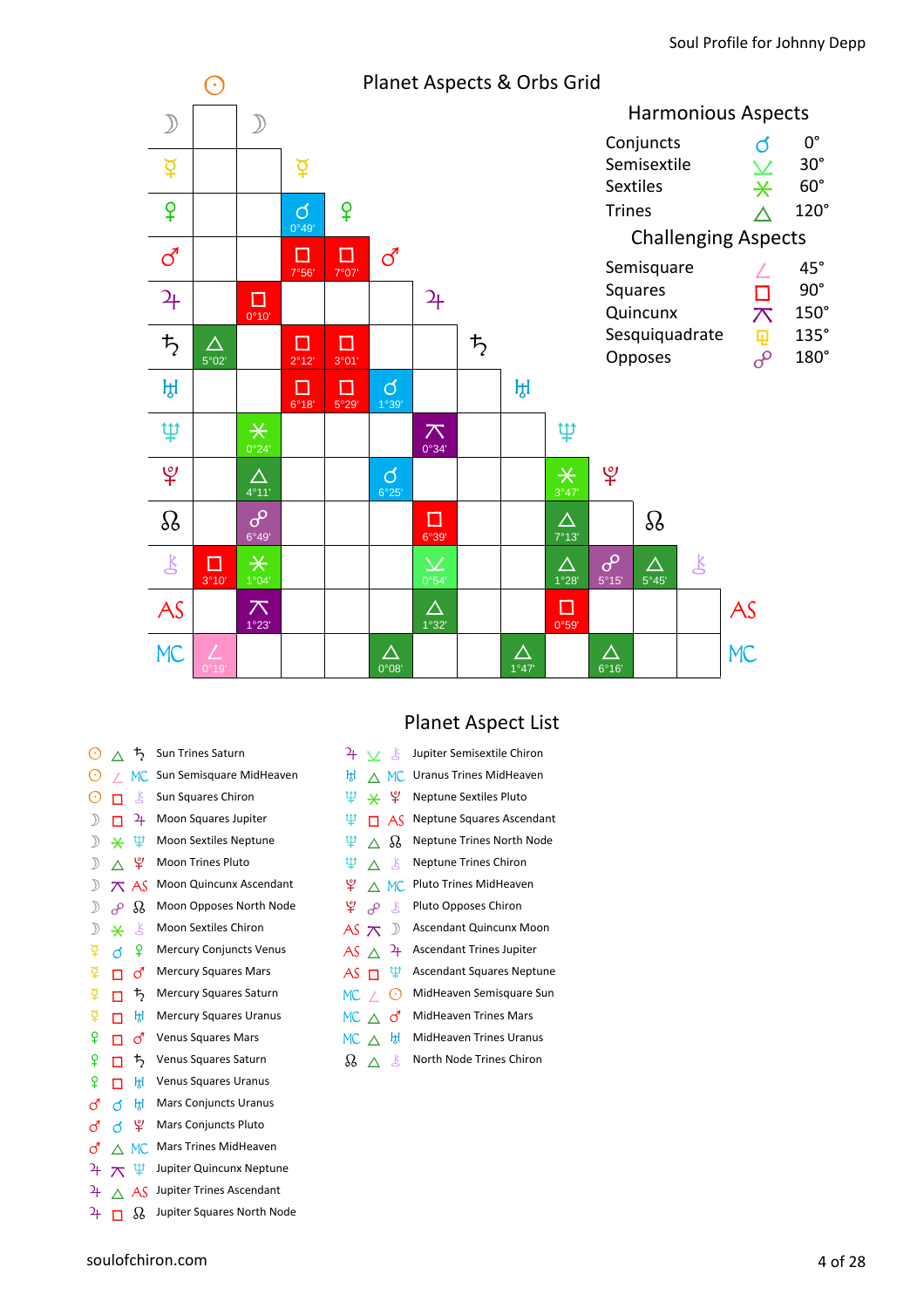## Planet Aspects & Orbs Grid

| | ☉ | ☽ | ☿ | ♀ | ♂ | ♃ | ♄ | ♅ | ♆ | ♇ | ☊ | ⚷ |
|---|---|---|---|---|---|---|---|---|---|---|---|---|
| ☽ | | | | | | | | | | | | |
| ☿ | | | | | | | | | | | | |
| ♀ | | | ☌ 0°49' | | | | | | | | | |
| ♂ | | | □ 7°56' | □ 7°07' | | | | | | | | |
| ♃ | | □ 0°10' | | | | | | | | | | |
| ♄ | △ 5°02' | | □ 2°12' | □ 3°01' | | | | | | | | |
| ♅ | | | □ 6°18' | □ 5°29' | ☌ 1°39' | | | | | | | |
| ♆ | | ⚹ 0°24' | | | | ⚻ 0°34' | | | | | | |
| ♇ | | △ 4°11' | | | ☌ 6°25' | | | | ⚹ 3°47' | | | |
| ☊ | | ☍ 6°49' | | | | □ 6°39' | | | △ 7°13' | | | |
| ⚷ | □ 3°10' | ⚹ 1°04' | | | | ⚺ 0°54' | | | △ 1°28' | ☍ 5°15' | △ 5°45' | |
| AS | | ⚻ 1°23' | | | | △ 1°32' | | | □ 0°59' | | | |
| MC | ∠ 0°19' | | | | △ 0°08' | | | △ 1°47' | | △ 6°16' | | |

### Harmonious Aspects

| Aspect | Symbol | Angle |
|---|---|---|
| Conjuncts | ☌ | 0° |
| Semisextile | ⚺ | 30° |
| Sextiles | ⚹ | 60° |
| Trines | △ | 120° |

### Challenging Aspects

| Aspect | Symbol | Angle |
|---|---|---|
| Semisquare | ∠ | 45° |
| Squares | □ | 90° |
| Quincunx | ⚻ | 150° |
| Sesquiquadrate | ⚼ | 135° |
| Opposes | ☍ | 180° |

## Planet Aspect List

- ☉ △ ♄ Sun Trines Saturn
- ☉ ∠ MC Sun Semisquare MidHeaven
- ☉ □ ⚷ Sun Squares Chiron
- ☽ □ ♃ Moon Squares Jupiter
- ☽ ⚹ ♆ Moon Sextiles Neptune
- ☽ △ ♇ Moon Trines Pluto
- ☽ ⚻ AS Moon Quincunx Ascendant
- ☽ ☍ ☊ Moon Opposes North Node
- ☽ ⚹ ⚷ Moon Sextiles Chiron
- ☿ ☌ ♀ Mercury Conjuncts Venus
- ☿ □ ♂ Mercury Squares Mars
- ☿ □ ♄ Mercury Squares Saturn
- ☿ □ ♅ Mercury Squares Uranus
- ♀ □ ♂ Venus Squares Mars
- ♀ □ ♄ Venus Squares Saturn
- ♀ □ ♅ Venus Squares Uranus
- ♂ ☌ ♅ Mars Conjuncts Uranus
- ♂ ☌ ♇ Mars Conjuncts Pluto
- ♂ △ MC Mars Trines MidHeaven
- ♃ ⚻ ♆ Jupiter Quincunx Neptune
- ♃ △ AS Jupiter Trines Ascendant
- ♃ □ ☊ Jupiter Squares North Node
- ♃ ⚺ ⚷ Jupiter Semisextile Chiron
- ♅ △ MC Uranus Trines MidHeaven
- ♆ ⚹ ♇ Neptune Sextiles Pluto
- ♆ □ AS Neptune Squares Ascendant
- ♆ △ ☊ Neptune Trines North Node
- ♆ △ ⚷ Neptune Trines Chiron
- ♇ △ MC Pluto Trines MidHeaven
- ♇ ☍ ⚷ Pluto Opposes Chiron
- AS ⚻ ☽ Ascendant Quincunx Moon
- AS △ ♃ Ascendant Trines Jupiter
- AS □ ♆ Ascendant Squares Neptune
- MC ∠ ☉ MidHeaven Semisquare Sun
- MC △ ♂ MidHeaven Trines Mars
- MC △ ♅ MidHeaven Trines Uranus
- ☊ △ ⚷ North Node Trines Chiron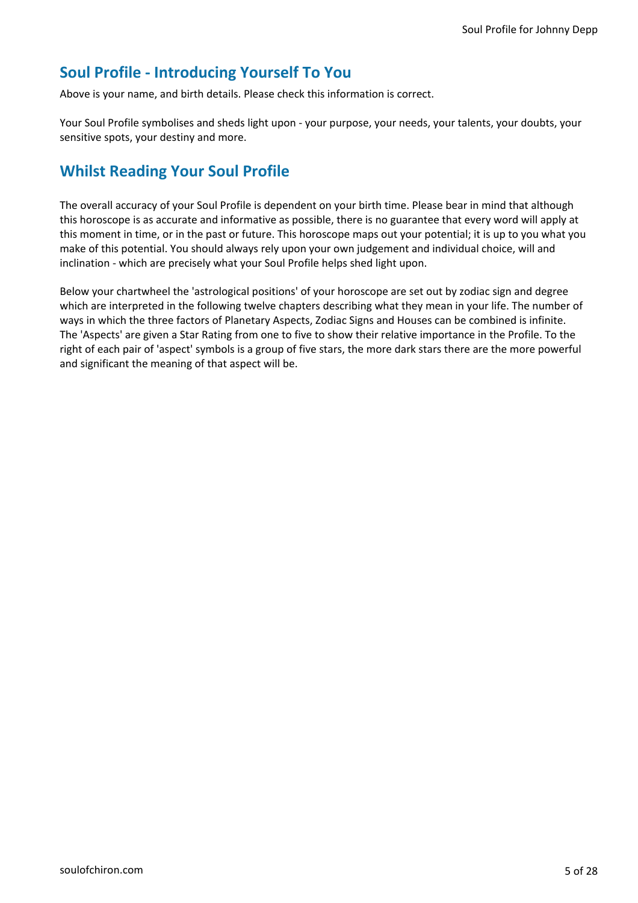## Soul Profile - Introducing Yourself To You

Above is your name, and birth details. Please check this information is correct.

Your Soul Profile symbolises and sheds light upon - your purpose, your needs, your talents, your doubts, your sensitive spots, your destiny and more.

## Whilst Reading Your Soul Profile

The overall accuracy of your Soul Profile is dependent on your birth time. Please bear in mind that although this horoscope is as accurate and informative as possible, there is no guarantee that every word will apply at this moment in time, or in the past or future. This horoscope maps out your potential; it is up to you what you make of this potential. You should always rely upon your own judgement and individual choice, will and inclination - which are precisely what your Soul Profile helps shed light upon.

Below your chartwheel the 'astrological positions' of your horoscope are set out by zodiac sign and degree which are interpreted in the following twelve chapters describing what they mean in your life. The number of ways in which the three factors of Planetary Aspects, Zodiac Signs and Houses can be combined is infinite. The 'Aspects' are given a Star Rating from one to five to show their relative importance in the Profile. To the right of each pair of 'aspect' symbols is a group of five stars, the more dark stars there are the more powerful and significant the meaning of that aspect will be.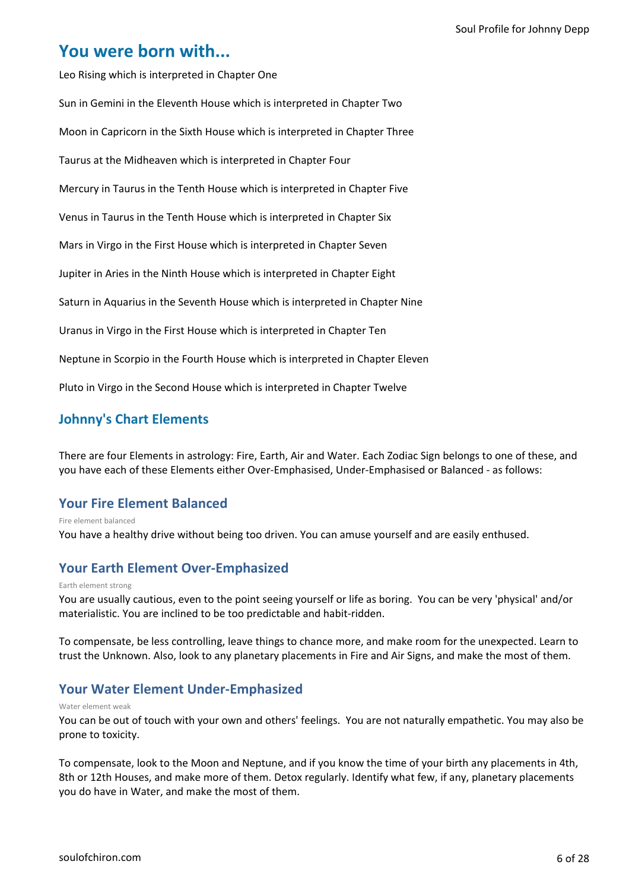## You were born with...

Leo Rising which is interpreted in Chapter One

Sun in Gemini in the Eleventh House which is interpreted in Chapter Two

Moon in Capricorn in the Sixth House which is interpreted in Chapter Three

Taurus at the Midheaven which is interpreted in Chapter Four

Mercury in Taurus in the Tenth House which is interpreted in Chapter Five

Venus in Taurus in the Tenth House which is interpreted in Chapter Six

Mars in Virgo in the First House which is interpreted in Chapter Seven

Jupiter in Aries in the Ninth House which is interpreted in Chapter Eight

Saturn in Aquarius in the Seventh House which is interpreted in Chapter Nine

Uranus in Virgo in the First House which is interpreted in Chapter Ten

Neptune in Scorpio in the Fourth House which is interpreted in Chapter Eleven

Pluto in Virgo in the Second House which is interpreted in Chapter Twelve

### Johnny's Chart Elements

There are four Elements in astrology: Fire, Earth, Air and Water. Each Zodiac Sign belongs to one of these, and you have each of these Elements either Over-Emphasised, Under-Emphasised or Balanced - as follows:

### Your Fire Element Balanced

Fire element balanced

You have a healthy drive without being too driven. You can amuse yourself and are easily enthused.

### Your Earth Element Over-Emphasized

Earth element strong

You are usually cautious, even to the point seeing yourself or life as boring. You can be very 'physical' and/or materialistic. You are inclined to be too predictable and habit-ridden.

To compensate, be less controlling, leave things to chance more, and make room for the unexpected. Learn to trust the Unknown. Also, look to any planetary placements in Fire and Air Signs, and make the most of them.

### Your Water Element Under-Emphasized

Water element weak

You can be out of touch with your own and others' feelings. You are not naturally empathetic. You may also be prone to toxicity.

To compensate, look to the Moon and Neptune, and if you know the time of your birth any placements in 4th, 8th or 12th Houses, and make more of them. Detox regularly. Identify what few, if any, planetary placements you do have in Water, and make the most of them.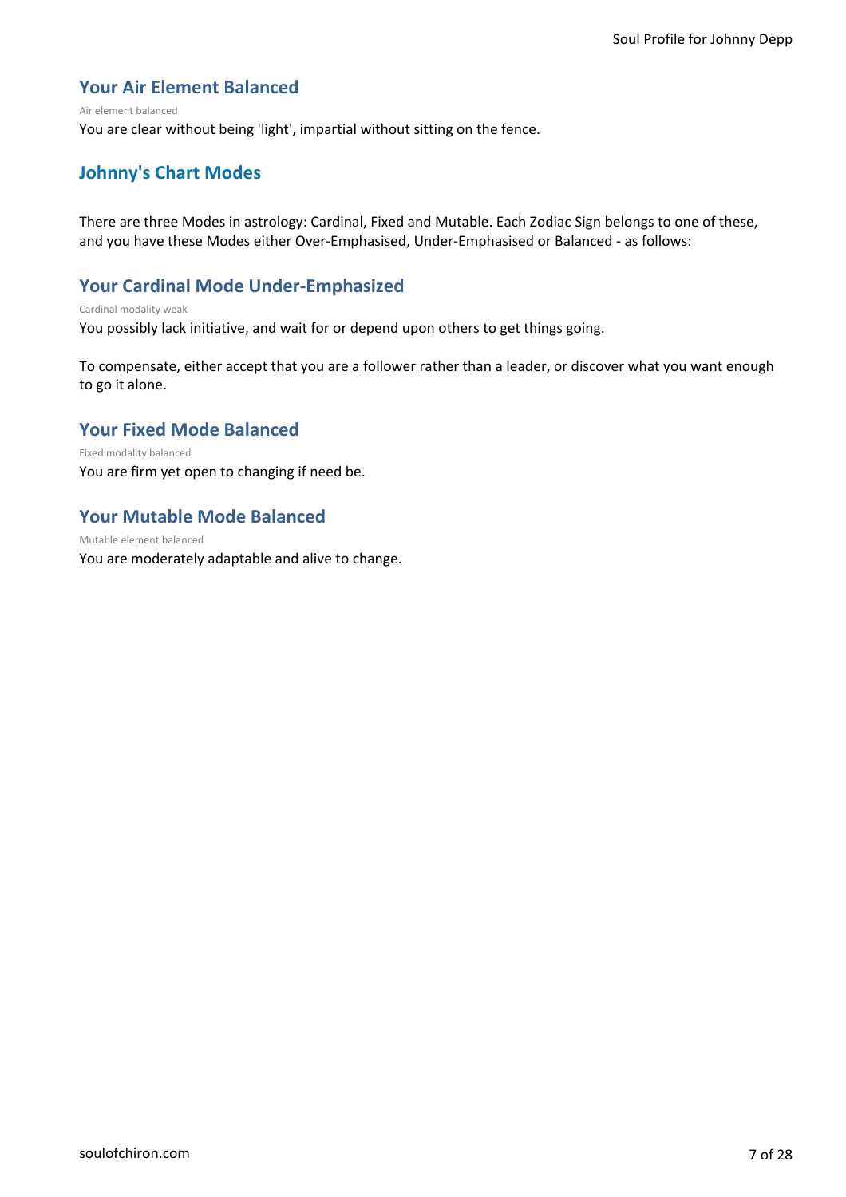## Your Air Element Balanced

Air element balanced

You are clear without being 'light', impartial without sitting on the fence.

## Johnny's Chart Modes

There are three Modes in astrology: Cardinal, Fixed and Mutable. Each Zodiac Sign belongs to one of these, and you have these Modes either Over-Emphasised, Under-Emphasised or Balanced - as follows:

## Your Cardinal Mode Under-Emphasized

Cardinal modality weak

You possibly lack initiative, and wait for or depend upon others to get things going.

To compensate, either accept that you are a follower rather than a leader, or discover what you want enough to go it alone.

## Your Fixed Mode Balanced

Fixed modality balanced

You are firm yet open to changing if need be.

## Your Mutable Mode Balanced

Mutable element balanced

You are moderately adaptable and alive to change.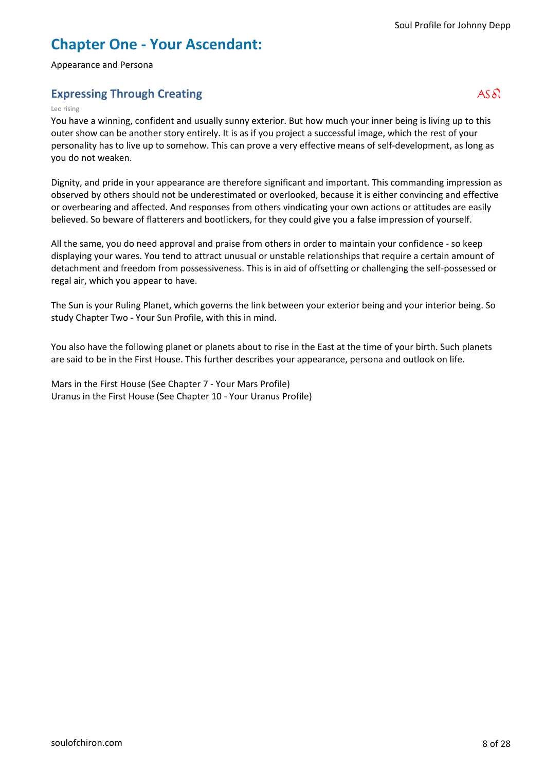# Chapter One - Your Ascendant:

Appearance and Persona

## Expressing Through Creating

AS♌

Leo rising

You have a winning, confident and usually sunny exterior. But how much your inner being is living up to this outer show can be another story entirely. It is as if you project a successful image, which the rest of your personality has to live up to somehow. This can prove a very effective means of self-development, as long as you do not weaken.

Dignity, and pride in your appearance are therefore significant and important. This commanding impression as observed by others should not be underestimated or overlooked, because it is either convincing and effective or overbearing and affected. And responses from others vindicating your own actions or attitudes are easily believed. So beware of flatterers and bootlickers, for they could give you a false impression of yourself.

All the same, you do need approval and praise from others in order to maintain your confidence - so keep displaying your wares. You tend to attract unusual or unstable relationships that require a certain amount of detachment and freedom from possessiveness. This is in aid of offsetting or challenging the self-possessed or regal air, which you appear to have.

The Sun is your Ruling Planet, which governs the link between your exterior being and your interior being. So study Chapter Two - Your Sun Profile, with this in mind.

You also have the following planet or planets about to rise in the East at the time of your birth. Such planets are said to be in the First House. This further describes your appearance, persona and outlook on life.

Mars in the First House (See Chapter 7 - Your Mars Profile)
Uranus in the First House (See Chapter 10 - Your Uranus Profile)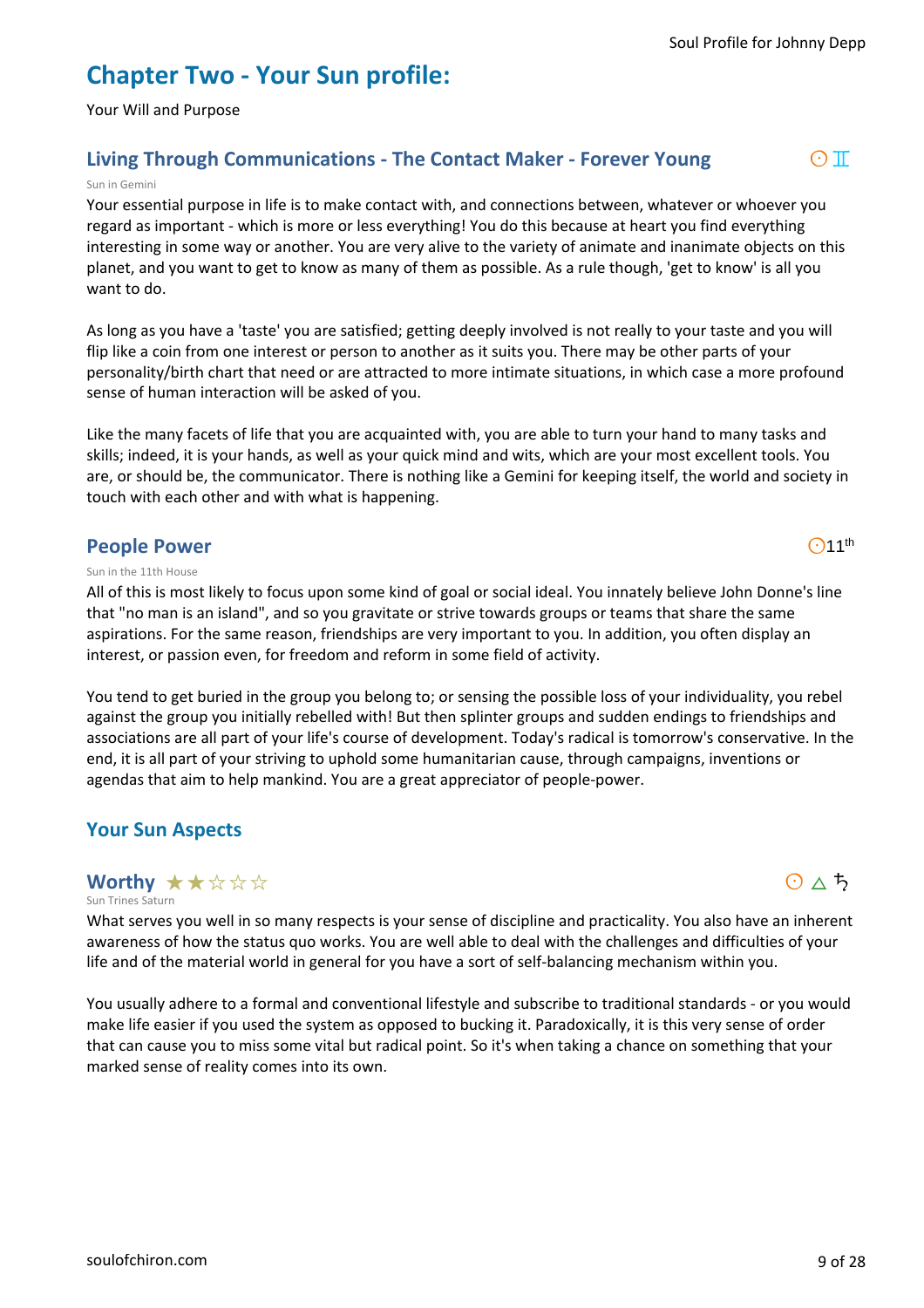# Chapter Two - Your Sun profile:

Your Will and Purpose

## Living Through Communications - The Contact Maker - Forever Young

☉♊

Sun in Gemini

Your essential purpose in life is to make contact with, and connections between, whatever or whoever you regard as important - which is more or less everything! You do this because at heart you find everything interesting in some way or another. You are very alive to the variety of animate and inanimate objects on this planet, and you want to get to know as many of them as possible. As a rule though, 'get to know' is all you want to do.

As long as you have a 'taste' you are satisfied; getting deeply involved is not really to your taste and you will flip like a coin from one interest or person to another as it suits you. There may be other parts of your personality/birth chart that need or are attracted to more intimate situations, in which case a more profound sense of human interaction will be asked of you.

Like the many facets of life that you are acquainted with, you are able to turn your hand to many tasks and skills; indeed, it is your hands, as well as your quick mind and wits, which are your most excellent tools. You are, or should be, the communicator. There is nothing like a Gemini for keeping itself, the world and society in touch with each other and with what is happening.

## People Power

☉11th

Sun in the 11th House

All of this is most likely to focus upon some kind of goal or social ideal. You innately believe John Donne's line that "no man is an island", and so you gravitate or strive towards groups or teams that share the same aspirations. For the same reason, friendships are very important to you. In addition, you often display an interest, or passion even, for freedom and reform in some field of activity.

You tend to get buried in the group you belong to; or sensing the possible loss of your individuality, you rebel against the group you initially rebelled with! But then splinter groups and sudden endings to friendships and associations are all part of your life's course of development. Today's radical is tomorrow's conservative. In the end, it is all part of your striving to uphold some humanitarian cause, through campaigns, inventions or agendas that aim to help mankind. You are a great appreciator of people-power.

## Your Sun Aspects

### Worthy ★★☆☆☆

☉△♄

Sun Trines Saturn

What serves you well in so many respects is your sense of discipline and practicality. You also have an inherent awareness of how the status quo works. You are well able to deal with the challenges and difficulties of your life and of the material world in general for you have a sort of self-balancing mechanism within you.

You usually adhere to a formal and conventional lifestyle and subscribe to traditional standards - or you would make life easier if you used the system as opposed to bucking it. Paradoxically, it is this very sense of order that can cause you to miss some vital but radical point. So it's when taking a chance on something that your marked sense of reality comes into its own.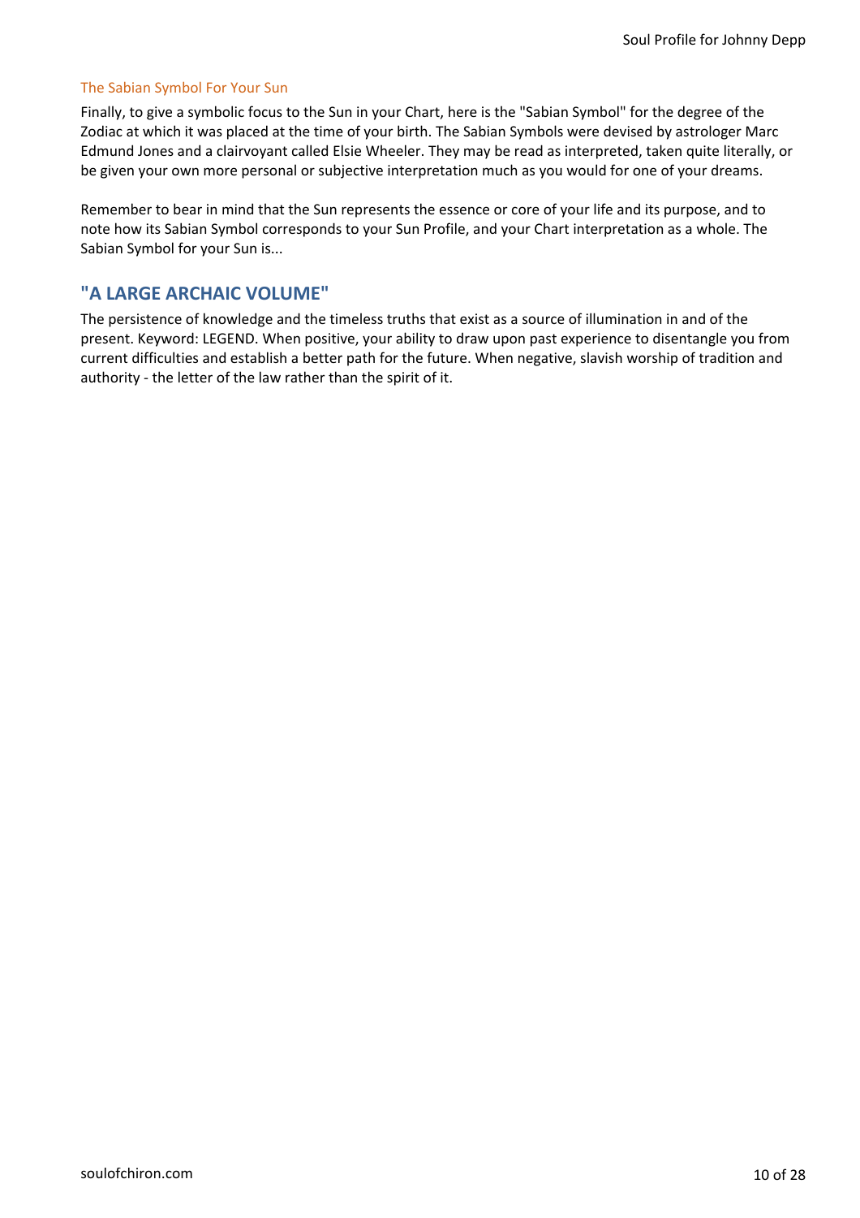### The Sabian Symbol For Your Sun

Finally, to give a symbolic focus to the Sun in your Chart, here is the "Sabian Symbol" for the degree of the Zodiac at which it was placed at the time of your birth. The Sabian Symbols were devised by astrologer Marc Edmund Jones and a clairvoyant called Elsie Wheeler. They may be read as interpreted, taken quite literally, or be given your own more personal or subjective interpretation much as you would for one of your dreams.

Remember to bear in mind that the Sun represents the essence or core of your life and its purpose, and to note how its Sabian Symbol corresponds to your Sun Profile, and your Chart interpretation as a whole. The Sabian Symbol for your Sun is...

## "A LARGE ARCHAIC VOLUME"

The persistence of knowledge and the timeless truths that exist as a source of illumination in and of the present. Keyword: LEGEND. When positive, your ability to draw upon past experience to disentangle you from current difficulties and establish a better path for the future. When negative, slavish worship of tradition and authority - the letter of the law rather than the spirit of it.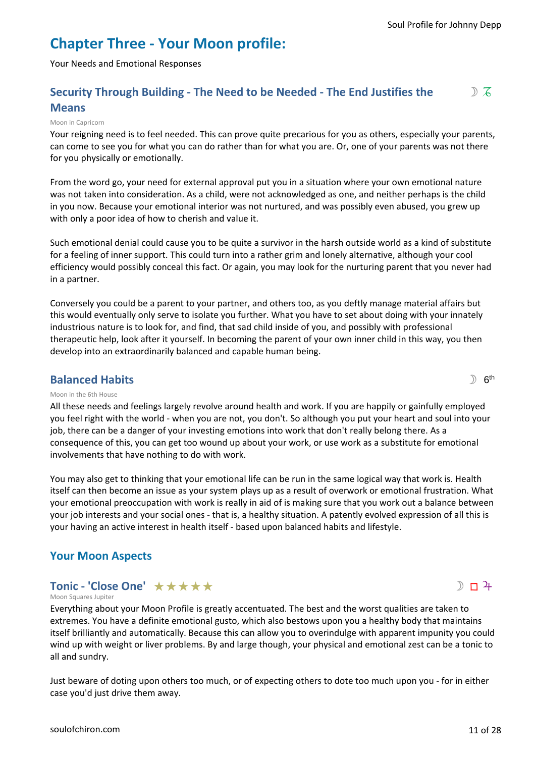# Chapter Three - Your Moon profile:

Your Needs and Emotional Responses

## Security Through Building - The Need to be Needed - The End Justifies the Means

☽ ♑

Moon in Capricorn

Your reigning need is to feel needed. This can prove quite precarious for you as others, especially your parents, can come to see you for what you can do rather than for what you are. Or, one of your parents was not there for you physically or emotionally.

From the word go, your need for external approval put you in a situation where your own emotional nature was not taken into consideration. As a child, were not acknowledged as one, and neither perhaps is the child in you now. Because your emotional interior was not nurtured, and was possibly even abused, you grew up with only a poor idea of how to cherish and value it.

Such emotional denial could cause you to be quite a survivor in the harsh outside world as a kind of substitute for a feeling of inner support. This could turn into a rather grim and lonely alternative, although your cool efficiency would possibly conceal this fact. Or again, you may look for the nurturing parent that you never had in a partner.

Conversely you could be a parent to your partner, and others too, as you deftly manage material affairs but this would eventually only serve to isolate you further. What you have to set about doing with your innately industrious nature is to look for, and find, that sad child inside of you, and possibly with professional therapeutic help, look after it yourself. In becoming the parent of your own inner child in this way, you then develop into an extraordinarily balanced and capable human being.

## Balanced Habits

☽ 6th

Moon in the 6th House

All these needs and feelings largely revolve around health and work. If you are happily or gainfully employed you feel right with the world - when you are not, you don't. So although you put your heart and soul into your job, there can be a danger of your investing emotions into work that don't really belong there. As a consequence of this, you can get too wound up about your work, or use work as a substitute for emotional involvements that have nothing to do with work.

You may also get to thinking that your emotional life can be run in the same logical way that work is. Health itself can then become an issue as your system plays up as a result of overwork or emotional frustration. What your emotional preoccupation with work is really in aid of is making sure that you work out a balance between your job interests and your social ones - that is, a healthy situation. A patently evolved expression of all this is your having an active interest in health itself - based upon balanced habits and lifestyle.

## Your Moon Aspects

### Tonic - 'Close One' ★★★★★

☽ □ ♃

Moon Squares Jupiter

Everything about your Moon Profile is greatly accentuated. The best and the worst qualities are taken to extremes. You have a definite emotional gusto, which also bestows upon you a healthy body that maintains itself brilliantly and automatically. Because this can allow you to overindulge with apparent impunity you could wind up with weight or liver problems. By and large though, your physical and emotional zest can be a tonic to all and sundry.

Just beware of doting upon others too much, or of expecting others to dote too much upon you - for in either case you'd just drive them away.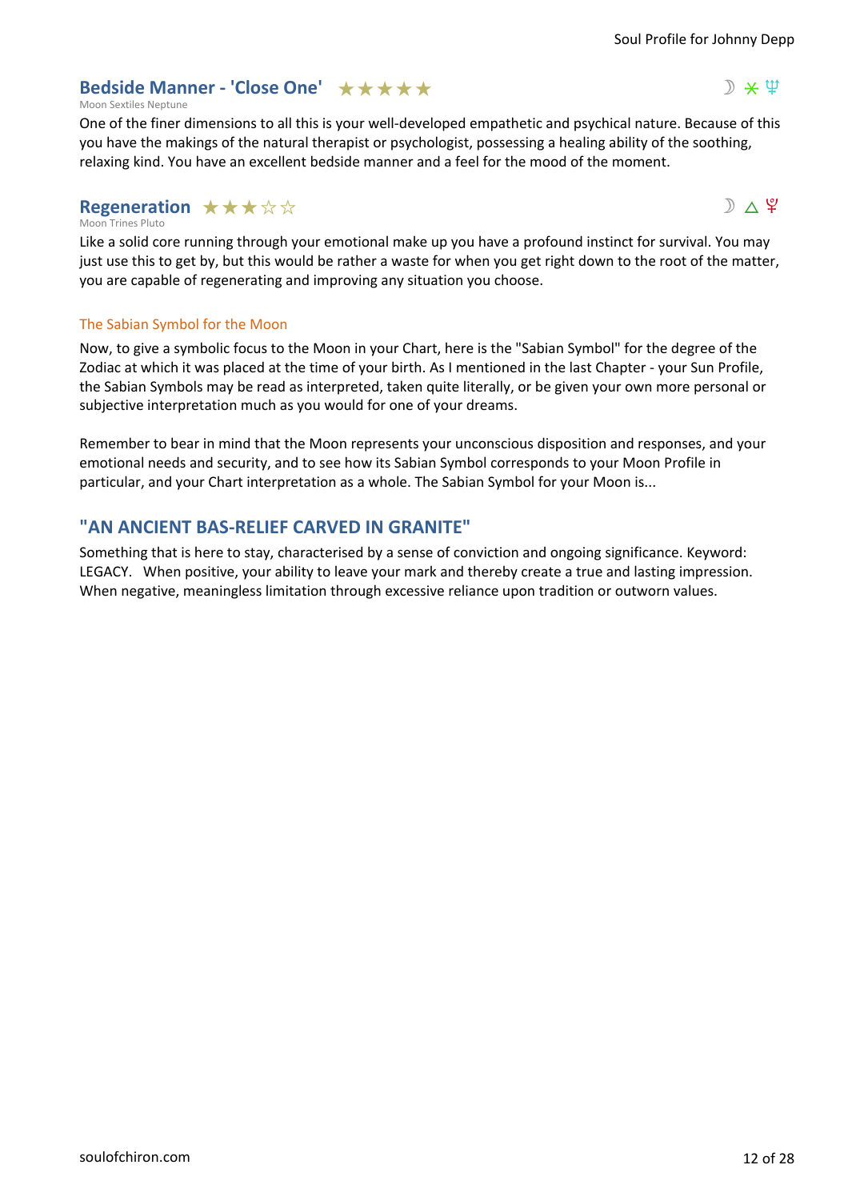## Bedside Manner - 'Close One' ★★★★★

☽ ⚹ ♆

Moon Sextiles Neptune

One of the finer dimensions to all this is your well-developed empathetic and psychical nature. Because of this you have the makings of the natural therapist or psychologist, possessing a healing ability of the soothing, relaxing kind. You have an excellent bedside manner and a feel for the mood of the moment.

## Regeneration ★★★☆☆

☽ △ ♇

Moon Trines Pluto

Like a solid core running through your emotional make up you have a profound instinct for survival. You may just use this to get by, but this would be rather a waste for when you get right down to the root of the matter, you are capable of regenerating and improving any situation you choose.

### The Sabian Symbol for the Moon

Now, to give a symbolic focus to the Moon in your Chart, here is the "Sabian Symbol" for the degree of the Zodiac at which it was placed at the time of your birth. As I mentioned in the last Chapter - your Sun Profile, the Sabian Symbols may be read as interpreted, taken quite literally, or be given your own more personal or subjective interpretation much as you would for one of your dreams.

Remember to bear in mind that the Moon represents your unconscious disposition and responses, and your emotional needs and security, and to see how its Sabian Symbol corresponds to your Moon Profile in particular, and your Chart interpretation as a whole. The Sabian Symbol for your Moon is...

## "AN ANCIENT BAS-RELIEF CARVED IN GRANITE"

Something that is here to stay, characterised by a sense of conviction and ongoing significance. Keyword: LEGACY. When positive, your ability to leave your mark and thereby create a true and lasting impression. When negative, meaningless limitation through excessive reliance upon tradition or outworn values.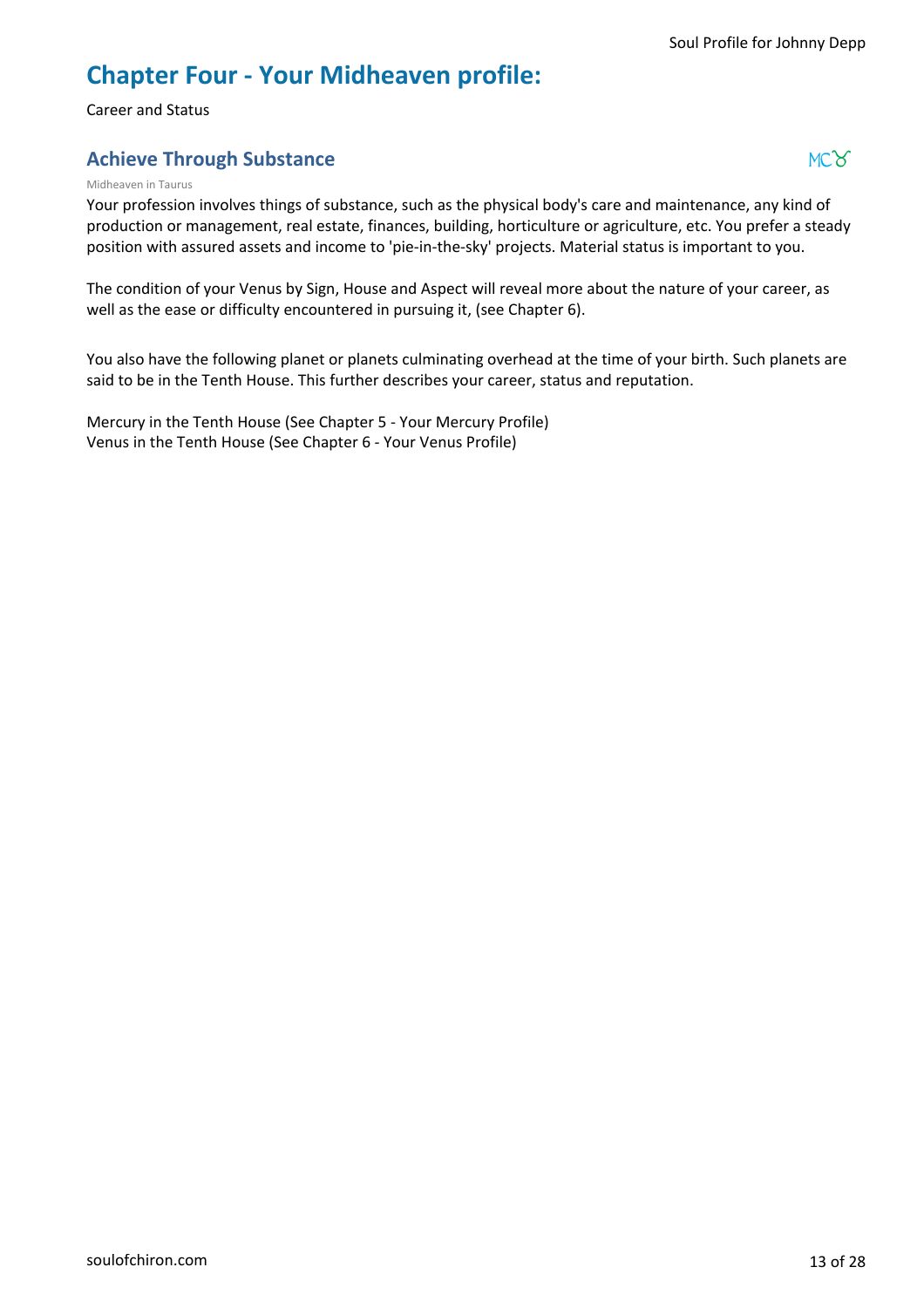# Chapter Four - Your Midheaven profile:

Career and Status

## Achieve Through Substance

MC♉

Midheaven in Taurus

Your profession involves things of substance, such as the physical body's care and maintenance, any kind of production or management, real estate, finances, building, horticulture or agriculture, etc. You prefer a steady position with assured assets and income to 'pie-in-the-sky' projects. Material status is important to you.

The condition of your Venus by Sign, House and Aspect will reveal more about the nature of your career, as well as the ease or difficulty encountered in pursuing it, (see Chapter 6).

You also have the following planet or planets culminating overhead at the time of your birth. Such planets are said to be in the Tenth House. This further describes your career, status and reputation.

Mercury in the Tenth House (See Chapter 5 - Your Mercury Profile)
Venus in the Tenth House (See Chapter 6 - Your Venus Profile)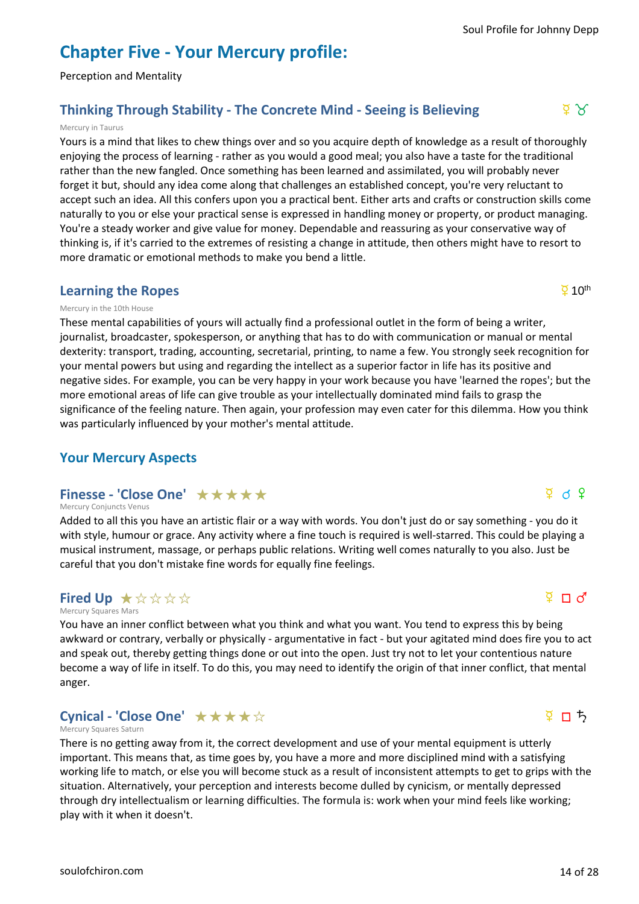# Chapter Five - Your Mercury profile:

Perception and Mentality

## Thinking Through Stability - The Concrete Mind - Seeing is Believing ☿ ♉

Mercury in Taurus

Yours is a mind that likes to chew things over and so you acquire depth of knowledge as a result of thoroughly enjoying the process of learning - rather as you would a good meal; you also have a taste for the traditional rather than the new fangled. Once something has been learned and assimilated, you will probably never forget it but, should any idea come along that challenges an established concept, you're very reluctant to accept such an idea. All this confers upon you a practical bent. Either arts and crafts or construction skills come naturally to you or else your practical sense is expressed in handling money or property, or product managing. You're a steady worker and give value for money. Dependable and reassuring as your conservative way of thinking is, if it's carried to the extremes of resisting a change in attitude, then others might have to resort to more dramatic or emotional methods to make you bend a little.

## Learning the Ropes ☿ 10th

Mercury in the 10th House

These mental capabilities of yours will actually find a professional outlet in the form of being a writer, journalist, broadcaster, spokesperson, or anything that has to do with communication or manual or mental dexterity: transport, trading, accounting, secretarial, printing, to name a few. You strongly seek recognition for your mental powers but using and regarding the intellect as a superior factor in life has its positive and negative sides. For example, you can be very happy in your work because you have 'learned the ropes'; but the more emotional areas of life can give trouble as your intellectually dominated mind fails to grasp the significance of the feeling nature. Then again, your profession may even cater for this dilemma. How you think was particularly influenced by your mother's mental attitude.

## Your Mercury Aspects

### Finesse - 'Close One' ★★★★★ ☿ ☌ ♀

Mercury Conjuncts Venus

Added to all this you have an artistic flair or a way with words. You don't just do or say something - you do it with style, humour or grace. Any activity where a fine touch is required is well-starred. This could be playing a musical instrument, massage, or perhaps public relations. Writing well comes naturally to you also. Just be careful that you don't mistake fine words for equally fine feelings.

### Fired Up ★☆☆☆☆ ☿ □ ♂

Mercury Squares Mars

You have an inner conflict between what you think and what you want. You tend to express this by being awkward or contrary, verbally or physically - argumentative in fact - but your agitated mind does fire you to act and speak out, thereby getting things done or out into the open. Just try not to let your contentious nature become a way of life in itself. To do this, you may need to identify the origin of that inner conflict, that mental anger.

### Cynical - 'Close One' ★★★★☆ ☿ □ ♄

Mercury Squares Saturn

There is no getting away from it, the correct development and use of your mental equipment is utterly important. This means that, as time goes by, you have a more and more disciplined mind with a satisfying working life to match, or else you will become stuck as a result of inconsistent attempts to get to grips with the situation. Alternatively, your perception and interests become dulled by cynicism, or mentally depressed through dry intellectualism or learning difficulties. The formula is: work when your mind feels like working; play with it when it doesn't.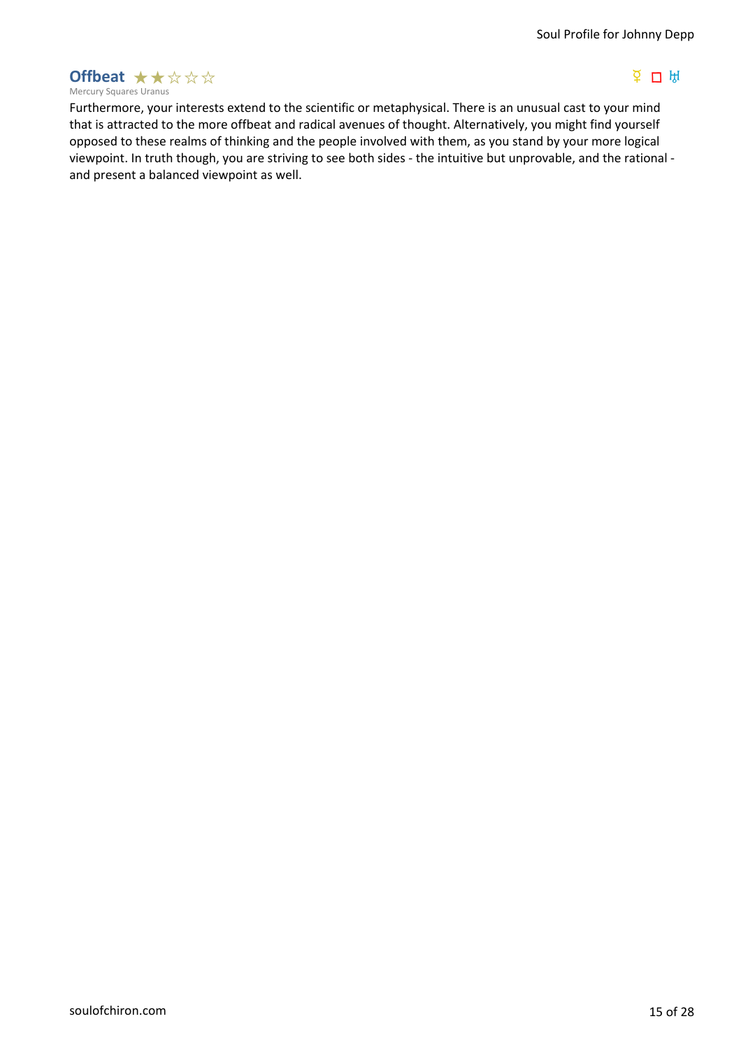## Offbeat ★★☆☆☆

☿ □ ♅

Mercury Squares Uranus

Furthermore, your interests extend to the scientific or metaphysical. There is an unusual cast to your mind that is attracted to the more offbeat and radical avenues of thought. Alternatively, you might find yourself opposed to these realms of thinking and the people involved with them, as you stand by your more logical viewpoint. In truth though, you are striving to see both sides - the intuitive but unprovable, and the rational - and present a balanced viewpoint as well.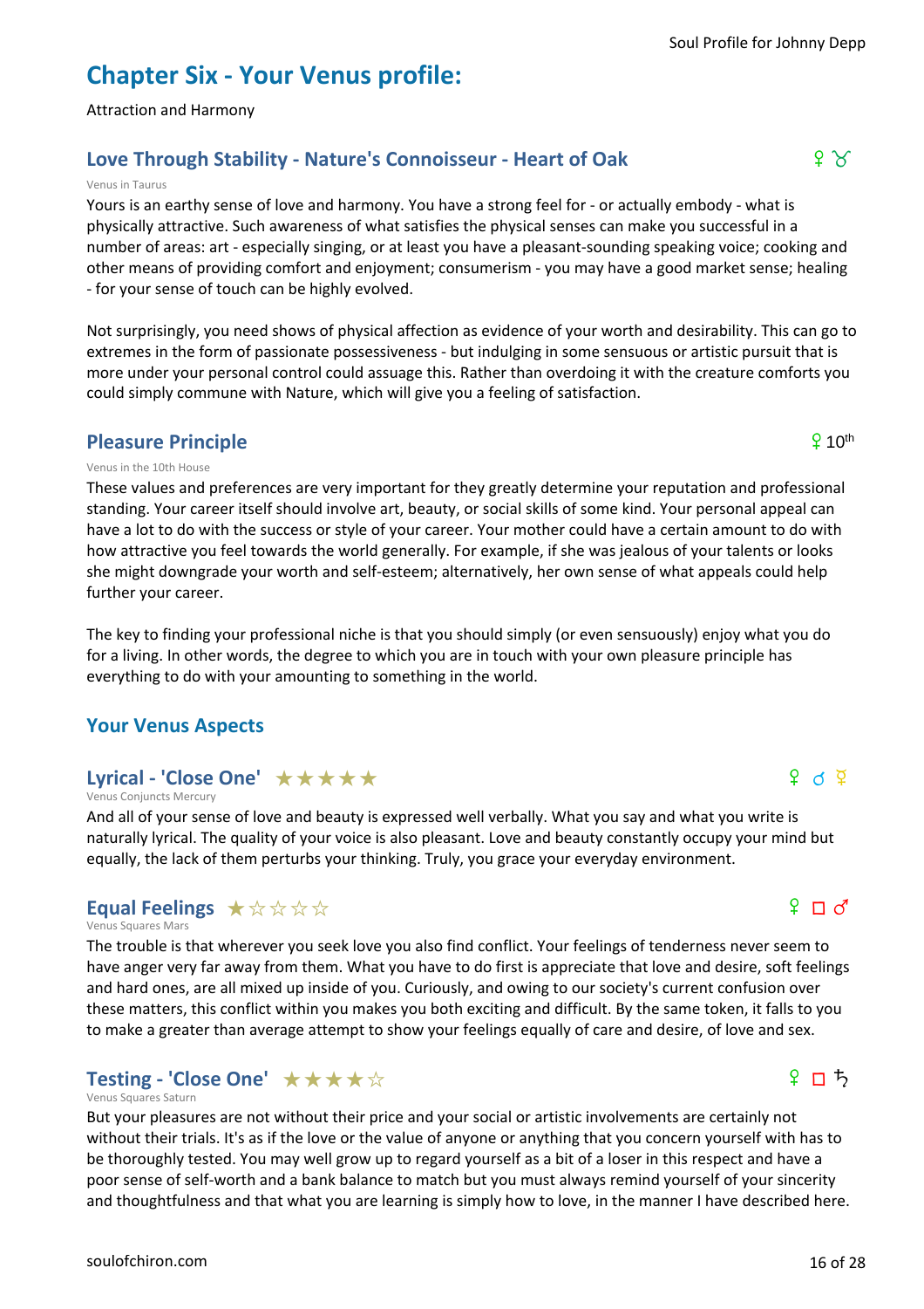# Chapter Six - Your Venus profile:

Attraction and Harmony

## Love Through Stability - Nature's Connoisseur - Heart of Oak

♀ ♉

Venus in Taurus

Yours is an earthy sense of love and harmony. You have a strong feel for - or actually embody - what is physically attractive. Such awareness of what satisfies the physical senses can make you successful in a number of areas: art - especially singing, or at least you have a pleasant-sounding speaking voice; cooking and other means of providing comfort and enjoyment; consumerism - you may have a good market sense; healing - for your sense of touch can be highly evolved.

Not surprisingly, you need shows of physical affection as evidence of your worth and desirability. This can go to extremes in the form of passionate possessiveness - but indulging in some sensuous or artistic pursuit that is more under your personal control could assuage this. Rather than overdoing it with the creature comforts you could simply commune with Nature, which will give you a feeling of satisfaction.

## Pleasure Principle

♀ 10th

Venus in the 10th House

These values and preferences are very important for they greatly determine your reputation and professional standing. Your career itself should involve art, beauty, or social skills of some kind. Your personal appeal can have a lot to do with the success or style of your career. Your mother could have a certain amount to do with how attractive you feel towards the world generally. For example, if she was jealous of your talents or looks she might downgrade your worth and self-esteem; alternatively, her own sense of what appeals could help further your career.

The key to finding your professional niche is that you should simply (or even sensuously) enjoy what you do for a living. In other words, the degree to which you are in touch with your own pleasure principle has everything to do with your amounting to something in the world.

## Your Venus Aspects

### Lyrical - 'Close One' ★★★★★

♀ ☌ ☿

Venus Conjuncts Mercury

And all of your sense of love and beauty is expressed well verbally. What you say and what you write is naturally lyrical. The quality of your voice is also pleasant. Love and beauty constantly occupy your mind but equally, the lack of them perturbs your thinking. Truly, you grace your everyday environment.

### Equal Feelings ★☆☆☆☆

♀ □ ♂

Venus Squares Mars

The trouble is that wherever you seek love you also find conflict. Your feelings of tenderness never seem to have anger very far away from them. What you have to do first is appreciate that love and desire, soft feelings and hard ones, are all mixed up inside of you. Curiously, and owing to our society's current confusion over these matters, this conflict within you makes you both exciting and difficult. By the same token, it falls to you to make a greater than average attempt to show your feelings equally of care and desire, of love and sex.

### Testing - 'Close One' ★★★★☆

♀ □ ♄

Venus Squares Saturn

But your pleasures are not without their price and your social or artistic involvements are certainly not without their trials. It's as if the love or the value of anyone or anything that you concern yourself with has to be thoroughly tested. You may well grow up to regard yourself as a bit of a loser in this respect and have a poor sense of self-worth and a bank balance to match but you must always remind yourself of your sincerity and thoughtfulness and that what you are learning is simply how to love, in the manner I have described here.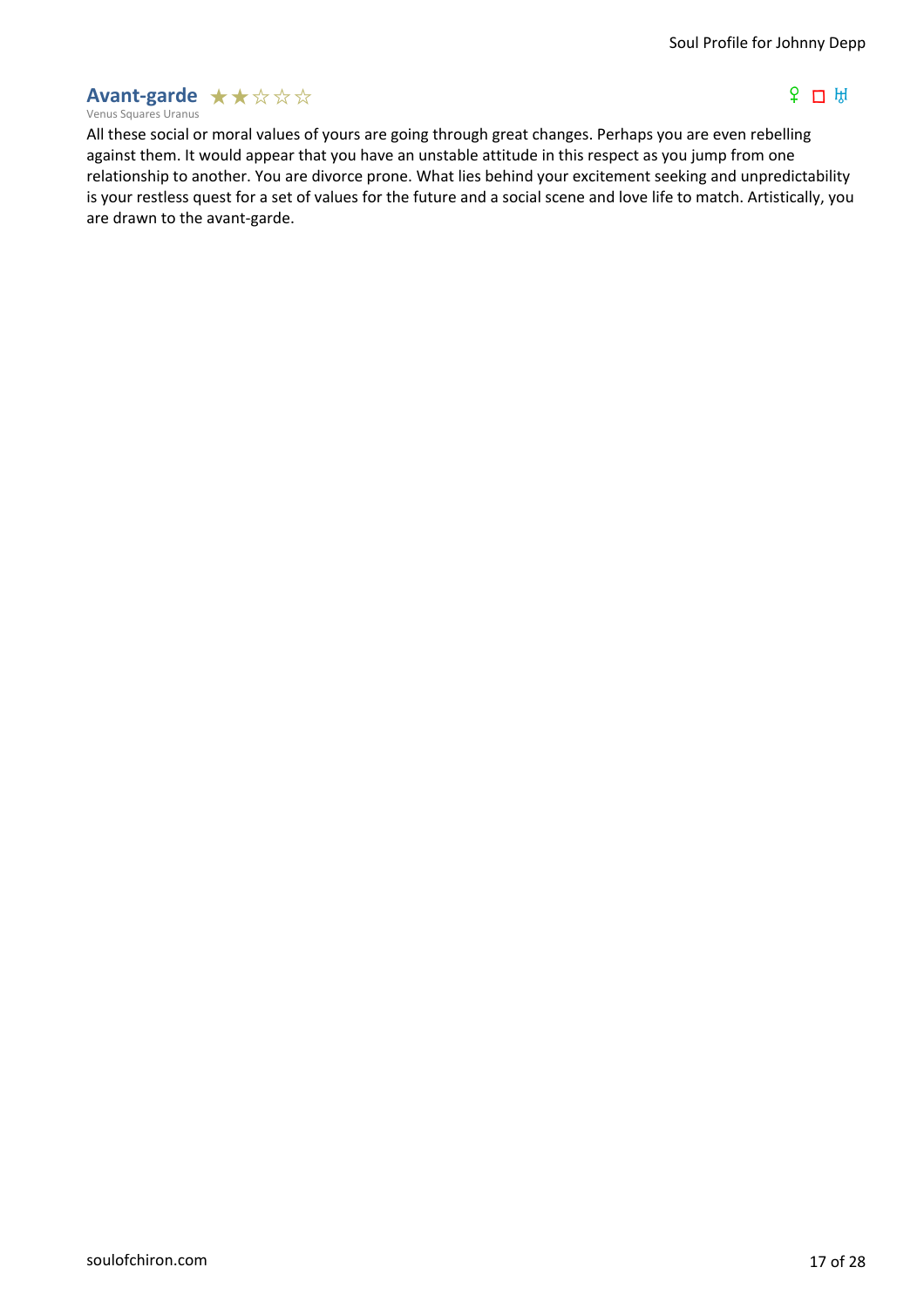## Avant-garde ★★☆☆☆

Venus Squares Uranus

♀ □ ♅

All these social or moral values of yours are going through great changes. Perhaps you are even rebelling against them. It would appear that you have an unstable attitude in this respect as you jump from one relationship to another. You are divorce prone. What lies behind your excitement seeking and unpredictability is your restless quest for a set of values for the future and a social scene and love life to match. Artistically, you are drawn to the avant-garde.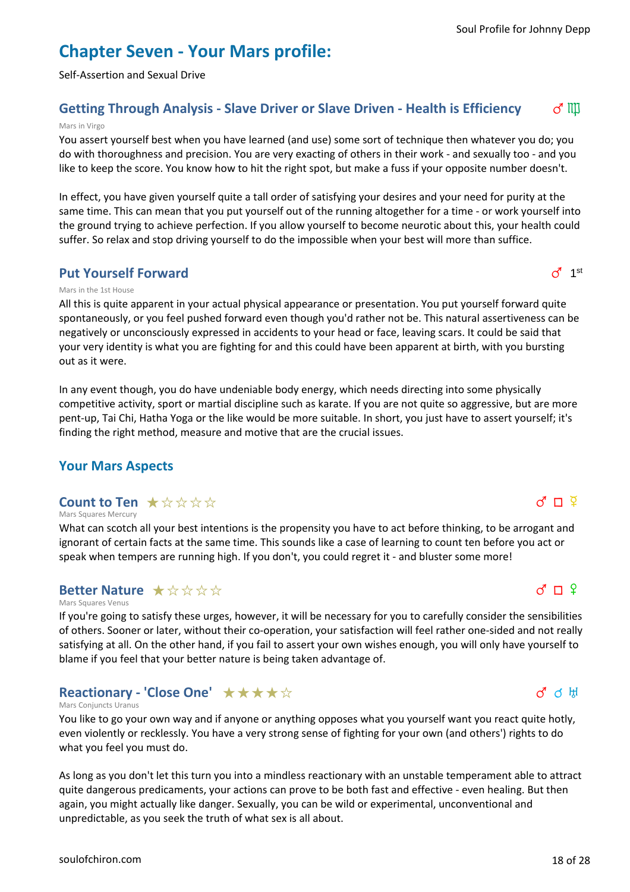# Chapter Seven - Your Mars profile:

Self-Assertion and Sexual Drive

## Getting Through Analysis - Slave Driver or Slave Driven - Health is Efficiency ♂ ♍

Mars in Virgo

You assert yourself best when you have learned (and use) some sort of technique then whatever you do; you do with thoroughness and precision. You are very exacting of others in their work - and sexually too - and you like to keep the score. You know how to hit the right spot, but make a fuss if your opposite number doesn't.

In effect, you have given yourself quite a tall order of satisfying your desires and your need for purity at the same time. This can mean that you put yourself out of the running altogether for a time - or work yourself into the ground trying to achieve perfection. If you allow yourself to become neurotic about this, your health could suffer. So relax and stop driving yourself to do the impossible when your best will more than suffice.

## Put Yourself Forward ♂ 1st

Mars in the 1st House

All this is quite apparent in your actual physical appearance or presentation. You put yourself forward quite spontaneously, or you feel pushed forward even though you'd rather not be. This natural assertiveness can be negatively or unconsciously expressed in accidents to your head or face, leaving scars. It could be said that your very identity is what you are fighting for and this could have been apparent at birth, with you bursting out as it were.

In any event though, you do have undeniable body energy, which needs directing into some physically competitive activity, sport or martial discipline such as karate. If you are not quite so aggressive, but are more pent-up, Tai Chi, Hatha Yoga or the like would be more suitable. In short, you just have to assert yourself; it's finding the right method, measure and motive that are the crucial issues.

## Your Mars Aspects

### Count to Ten ★☆☆☆☆ ♂ □ ☿

Mars Squares Mercury

What can scotch all your best intentions is the propensity you have to act before thinking, to be arrogant and ignorant of certain facts at the same time. This sounds like a case of learning to count ten before you act or speak when tempers are running high. If you don't, you could regret it - and bluster some more!

### Better Nature ★☆☆☆☆ ♂ □ ♀

Mars Squares Venus

If you're going to satisfy these urges, however, it will be necessary for you to carefully consider the sensibilities of others. Sooner or later, without their co-operation, your satisfaction will feel rather one-sided and not really satisfying at all. On the other hand, if you fail to assert your own wishes enough, you will only have yourself to blame if you feel that your better nature is being taken advantage of.

### Reactionary - 'Close One' ★★★★☆ ♂ ☌ ♅

Mars Conjuncts Uranus

You like to go your own way and if anyone or anything opposes what you yourself want you react quite hotly, even violently or recklessly. You have a very strong sense of fighting for your own (and others') rights to do what you feel you must do.

As long as you don't let this turn you into a mindless reactionary with an unstable temperament able to attract quite dangerous predicaments, your actions can prove to be both fast and effective - even healing. But then again, you might actually like danger. Sexually, you can be wild or experimental, unconventional and unpredictable, as you seek the truth of what sex is all about.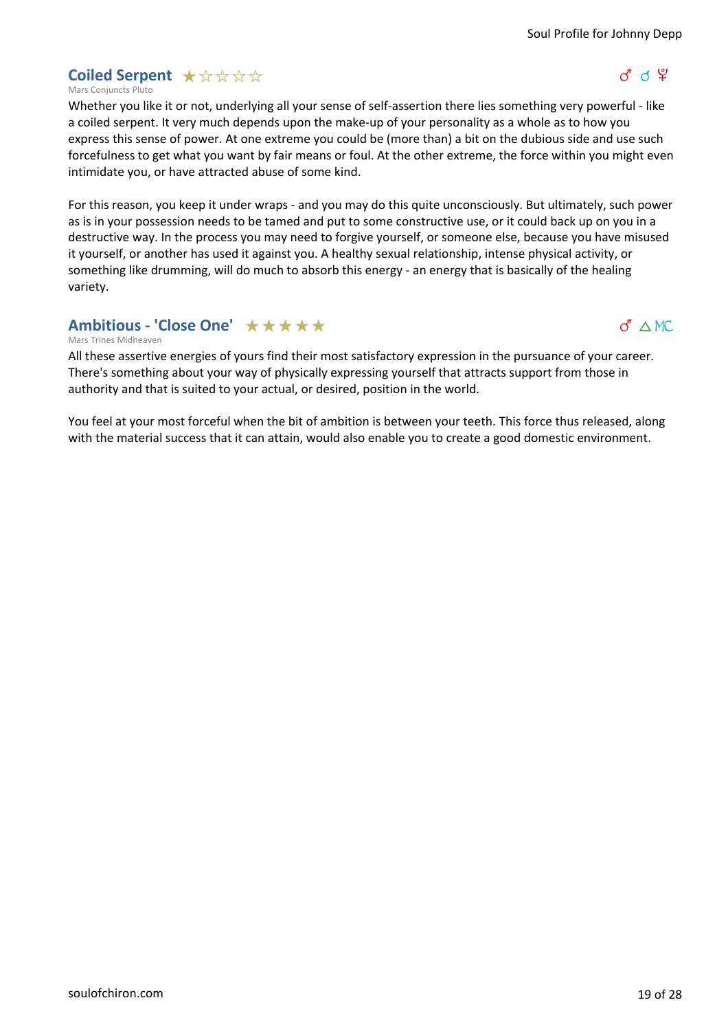## Coiled Serpent ★☆☆☆☆

♂ ☌ ♇

Mars Conjuncts Pluto

Whether you like it or not, underlying all your sense of self-assertion there lies something very powerful - like a coiled serpent. It very much depends upon the make-up of your personality as a whole as to how you express this sense of power. At one extreme you could be (more than) a bit on the dubious side and use such forcefulness to get what you want by fair means or foul. At the other extreme, the force within you might even intimidate you, or have attracted abuse of some kind.

For this reason, you keep it under wraps - and you may do this quite unconsciously. But ultimately, such power as is in your possession needs to be tamed and put to some constructive use, or it could back up on you in a destructive way. In the process you may need to forgive yourself, or someone else, because you have misused it yourself, or another has used it against you. A healthy sexual relationship, intense physical activity, or something like drumming, will do much to absorb this energy - an energy that is basically of the healing variety.

## Ambitious - 'Close One' ★★★★★

♂ △ MC

Mars Trines Midheaven

All these assertive energies of yours find their most satisfactory expression in the pursuance of your career. There's something about your way of physically expressing yourself that attracts support from those in authority and that is suited to your actual, or desired, position in the world.

You feel at your most forceful when the bit of ambition is between your teeth. This force thus released, along with the material success that it can attain, would also enable you to create a good domestic environment.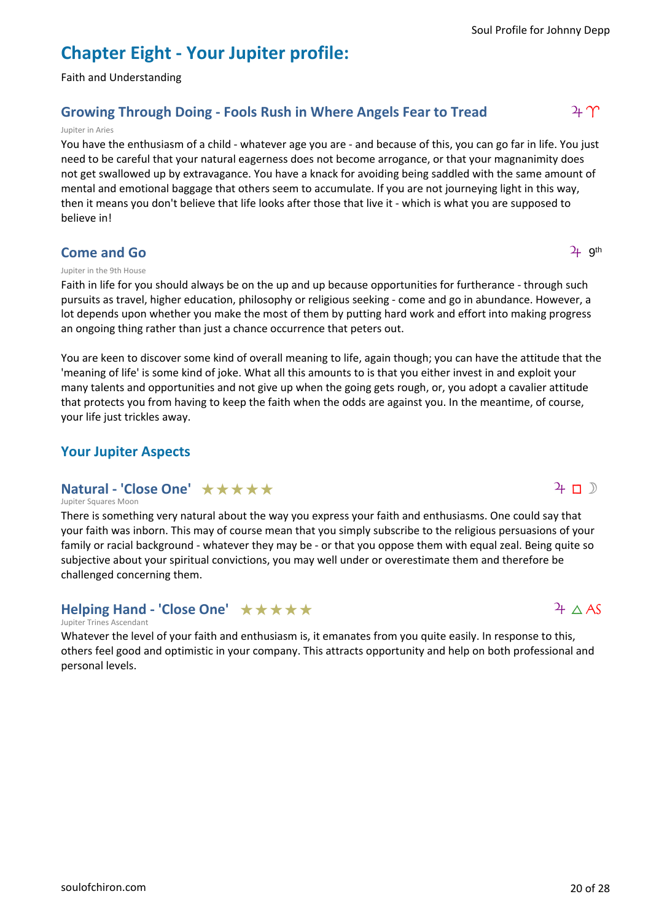# Chapter Eight - Your Jupiter profile:

Faith and Understanding

## Growing Through Doing - Fools Rush in Where Angels Fear to Tread

♃ ♈

Jupiter in Aries

You have the enthusiasm of a child - whatever age you are - and because of this, you can go far in life. You just need to be careful that your natural eagerness does not become arrogance, or that your magnanimity does not get swallowed up by extravagance. You have a knack for avoiding being saddled with the same amount of mental and emotional baggage that others seem to accumulate. If you are not journeying light in this way, then it means you don't believe that life looks after those that live it - which is what you are supposed to believe in!

## Come and Go

♃ 9th

Jupiter in the 9th House

Faith in life for you should always be on the up and up because opportunities for furtherance - through such pursuits as travel, higher education, philosophy or religious seeking - come and go in abundance. However, a lot depends upon whether you make the most of them by putting hard work and effort into making progress an ongoing thing rather than just a chance occurrence that peters out.

You are keen to discover some kind of overall meaning to life, again though; you can have the attitude that the 'meaning of life' is some kind of joke. What all this amounts to is that you either invest in and exploit your many talents and opportunities and not give up when the going gets rough, or, you adopt a cavalier attitude that protects you from having to keep the faith when the odds are against you. In the meantime, of course, your life just trickles away.

## Your Jupiter Aspects

### Natural - 'Close One' ★★★★★

♃ □ ☽

Jupiter Squares Moon

There is something very natural about the way you express your faith and enthusiasms. One could say that your faith was inborn. This may of course mean that you simply subscribe to the religious persuasions of your family or racial background - whatever they may be - or that you oppose them with equal zeal. Being quite so subjective about your spiritual convictions, you may well under or overestimate them and therefore be challenged concerning them.

### Helping Hand - 'Close One' ★★★★★

♃ △ AS

Jupiter Trines Ascendant

Whatever the level of your faith and enthusiasm is, it emanates from you quite easily. In response to this, others feel good and optimistic in your company. This attracts opportunity and help on both professional and personal levels.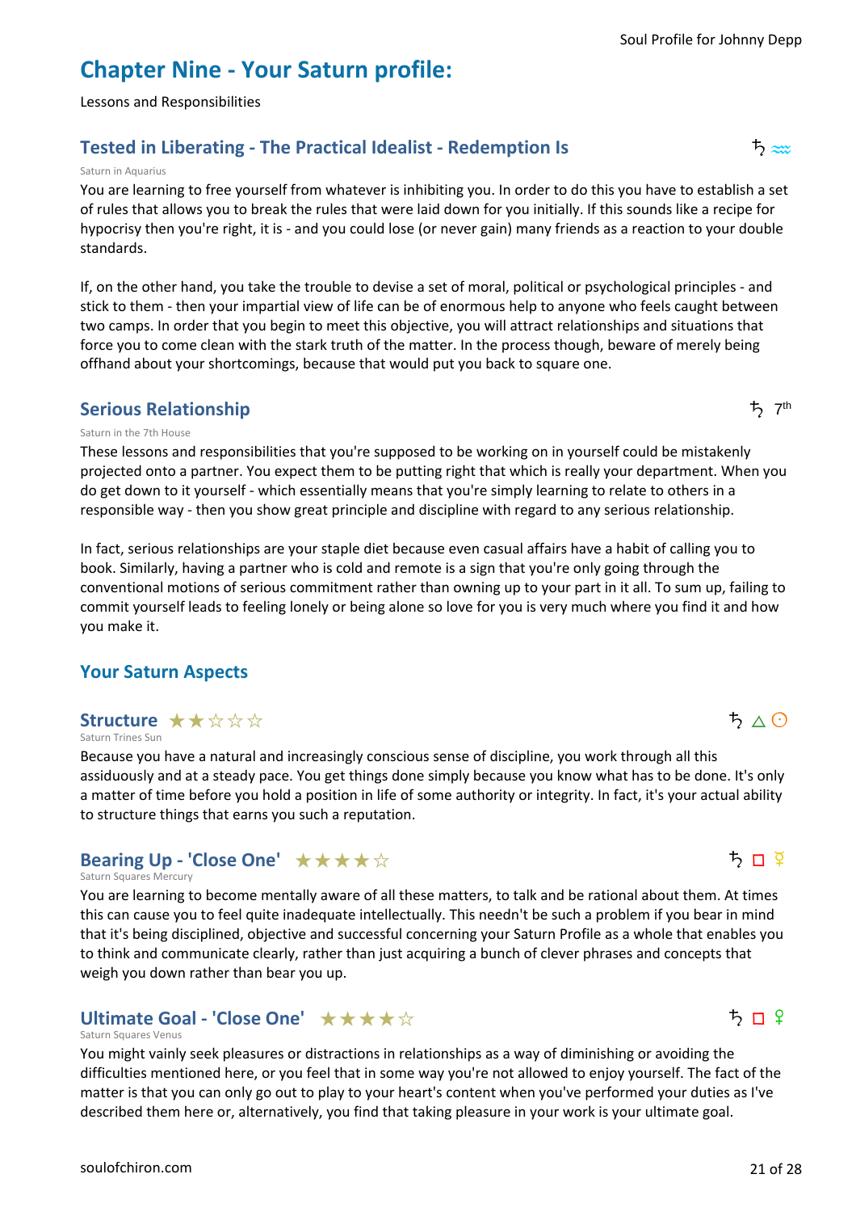# Chapter Nine - Your Saturn profile:

Lessons and Responsibilities

## Tested in Liberating - The Practical Idealist - Redemption Is

♄ ≈

Saturn in Aquarius

You are learning to free yourself from whatever is inhibiting you. In order to do this you have to establish a set of rules that allows you to break the rules that were laid down for you initially. If this sounds like a recipe for hypocrisy then you're right, it is - and you could lose (or never gain) many friends as a reaction to your double standards.

If, on the other hand, you take the trouble to devise a set of moral, political or psychological principles - and stick to them - then your impartial view of life can be of enormous help to anyone who feels caught between two camps. In order that you begin to meet this objective, you will attract relationships and situations that force you to come clean with the stark truth of the matter. In the process though, beware of merely being offhand about your shortcomings, because that would put you back to square one.

## Serious Relationship

♄ 7th

Saturn in the 7th House

These lessons and responsibilities that you're supposed to be working on in yourself could be mistakenly projected onto a partner. You expect them to be putting right that which is really your department. When you do get down to it yourself - which essentially means that you're simply learning to relate to others in a responsible way - then you show great principle and discipline with regard to any serious relationship.

In fact, serious relationships are your staple diet because even casual affairs have a habit of calling you to book. Similarly, having a partner who is cold and remote is a sign that you're only going through the conventional motions of serious commitment rather than owning up to your part in it all. To sum up, failing to commit yourself leads to feeling lonely or being alone so love for you is very much where you find it and how you make it.

## Your Saturn Aspects

### Structure ★★☆☆☆

♄ △ ☉

Saturn Trines Sun

Because you have a natural and increasingly conscious sense of discipline, you work through all this assiduously and at a steady pace. You get things done simply because you know what has to be done. It's only a matter of time before you hold a position in life of some authority or integrity. In fact, it's your actual ability to structure things that earns you such a reputation.

### Bearing Up - 'Close One' ★★★★☆

♄ □ ☿

Saturn Squares Mercury

You are learning to become mentally aware of all these matters, to talk and be rational about them. At times this can cause you to feel quite inadequate intellectually. This needn't be such a problem if you bear in mind that it's being disciplined, objective and successful concerning your Saturn Profile as a whole that enables you to think and communicate clearly, rather than just acquiring a bunch of clever phrases and concepts that weigh you down rather than bear you up.

### Ultimate Goal - 'Close One' ★★★★☆

♄ □ ♀

Saturn Squares Venus

You might vainly seek pleasures or distractions in relationships as a way of diminishing or avoiding the difficulties mentioned here, or you feel that in some way you're not allowed to enjoy yourself. The fact of the matter is that you can only go out to play to your heart's content when you've performed your duties as I've described them here or, alternatively, you find that taking pleasure in your work is your ultimate goal.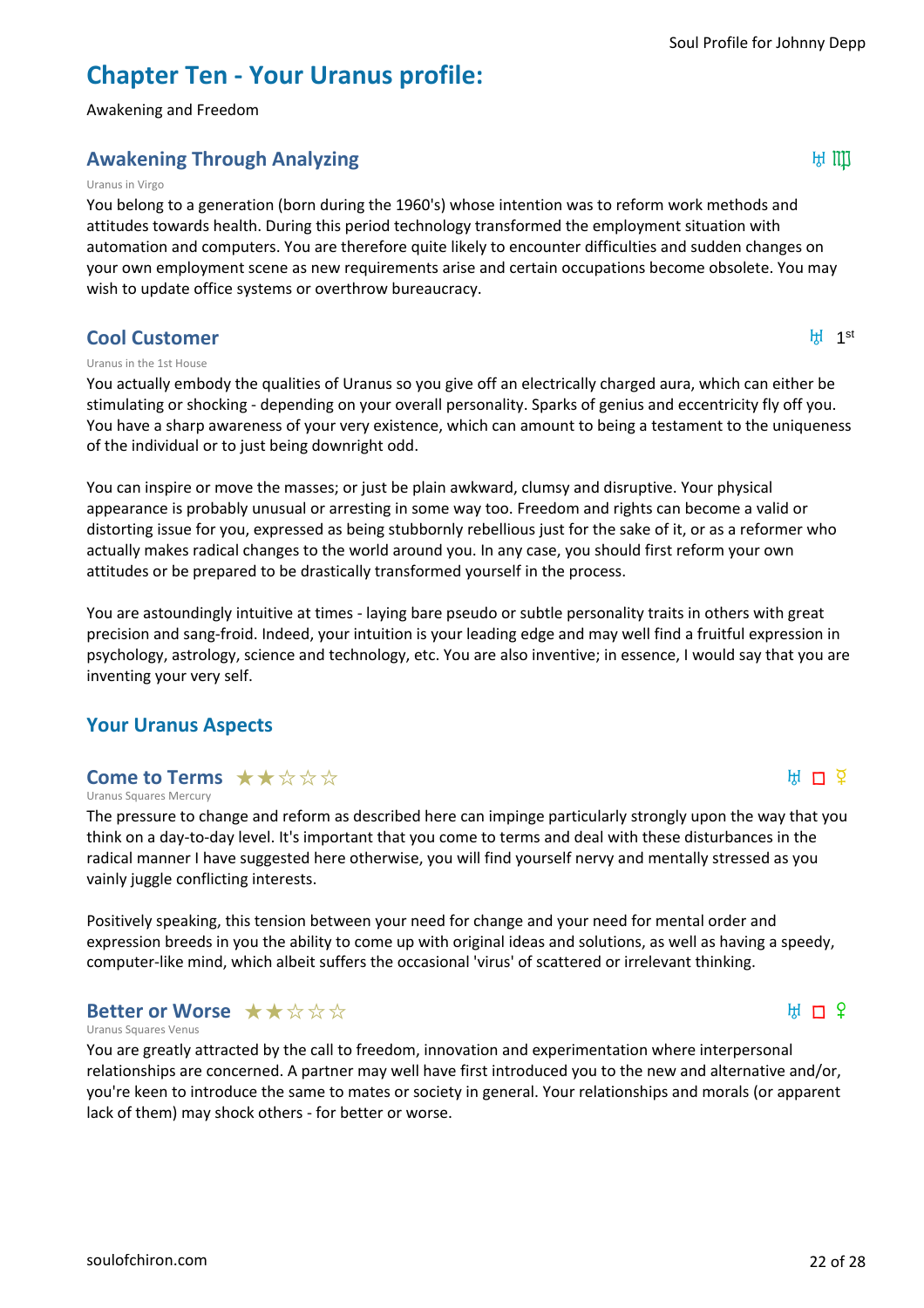# Chapter Ten - Your Uranus profile:

Awakening and Freedom

## Awakening Through Analyzing

♅ ♍

Uranus in Virgo

You belong to a generation (born during the 1960's) whose intention was to reform work methods and attitudes towards health. During this period technology transformed the employment situation with automation and computers. You are therefore quite likely to encounter difficulties and sudden changes on your own employment scene as new requirements arise and certain occupations become obsolete. You may wish to update office systems or overthrow bureaucracy.

## Cool Customer

♅ 1st

Uranus in the 1st House

You actually embody the qualities of Uranus so you give off an electrically charged aura, which can either be stimulating or shocking - depending on your overall personality. Sparks of genius and eccentricity fly off you. You have a sharp awareness of your very existence, which can amount to being a testament to the uniqueness of the individual or to just being downright odd.

You can inspire or move the masses; or just be plain awkward, clumsy and disruptive. Your physical appearance is probably unusual or arresting in some way too. Freedom and rights can become a valid or distorting issue for you, expressed as being stubbornly rebellious just for the sake of it, or as a reformer who actually makes radical changes to the world around you. In any case, you should first reform your own attitudes or be prepared to be drastically transformed yourself in the process.

You are astoundingly intuitive at times - laying bare pseudo or subtle personality traits in others with great precision and sang-froid. Indeed, your intuition is your leading edge and may well find a fruitful expression in psychology, astrology, science and technology, etc. You are also inventive; in essence, I would say that you are inventing your very self.

## Your Uranus Aspects

### Come to Terms ★★☆☆☆

♅ □ ☿

Uranus Squares Mercury

The pressure to change and reform as described here can impinge particularly strongly upon the way that you think on a day-to-day level. It's important that you come to terms and deal with these disturbances in the radical manner I have suggested here otherwise, you will find yourself nervy and mentally stressed as you vainly juggle conflicting interests.

Positively speaking, this tension between your need for change and your need for mental order and expression breeds in you the ability to come up with original ideas and solutions, as well as having a speedy, computer-like mind, which albeit suffers the occasional 'virus' of scattered or irrelevant thinking.

### Better or Worse ★★☆☆☆

♅ □ ♀

Uranus Squares Venus

You are greatly attracted by the call to freedom, innovation and experimentation where interpersonal relationships are concerned. A partner may well have first introduced you to the new and alternative and/or, you're keen to introduce the same to mates or society in general. Your relationships and morals (or apparent lack of them) may shock others - for better or worse.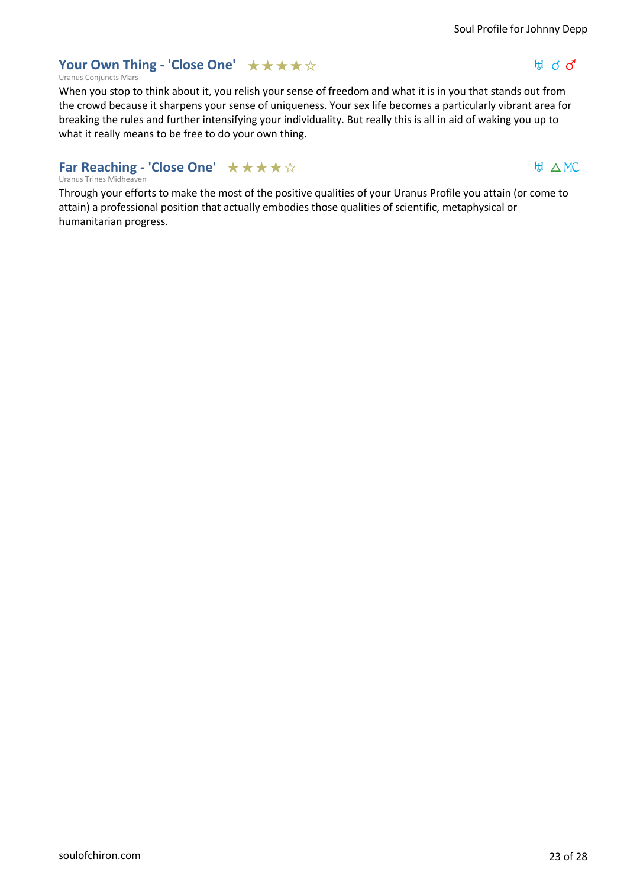## Your Own Thing - 'Close One' ★★★★☆

Uranus Conjuncts Mars

♅ ☌ ♂

When you stop to think about it, you relish your sense of freedom and what it is in you that stands out from the crowd because it sharpens your sense of uniqueness. Your sex life becomes a particularly vibrant area for breaking the rules and further intensifying your individuality. But really this is all in aid of waking you up to what it really means to be free to do your own thing.

## Far Reaching - 'Close One' ★★★★☆

Uranus Trines Midheaven

♅ △ MC

Through your efforts to make the most of the positive qualities of your Uranus Profile you attain (or come to attain) a professional position that actually embodies those qualities of scientific, metaphysical or humanitarian progress.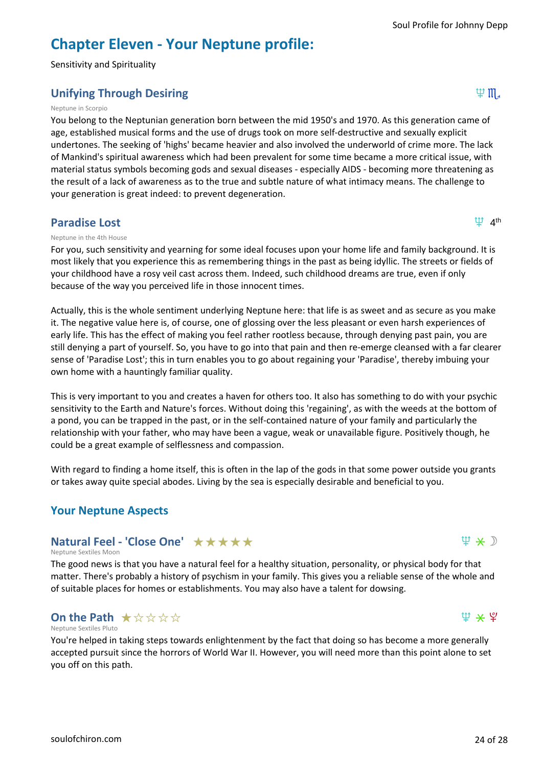# Chapter Eleven - Your Neptune profile:

Sensitivity and Spirituality

## Unifying Through Desiring

♆ ♏

Neptune in Scorpio

You belong to the Neptunian generation born between the mid 1950's and 1970. As this generation came of age, established musical forms and the use of drugs took on more self-destructive and sexually explicit undertones. The seeking of 'highs' became heavier and also involved the underworld of crime more. The lack of Mankind's spiritual awareness which had been prevalent for some time became a more critical issue, with material status symbols becoming gods and sexual diseases - especially AIDS - becoming more threatening as the result of a lack of awareness as to the true and subtle nature of what intimacy means. The challenge to your generation is great indeed: to prevent degeneration.

## Paradise Lost

♆ 4th

Neptune in the 4th House

For you, such sensitivity and yearning for some ideal focuses upon your home life and family background. It is most likely that you experience this as remembering things in the past as being idyllic. The streets or fields of your childhood have a rosy veil cast across them. Indeed, such childhood dreams are true, even if only because of the way you perceived life in those innocent times.

Actually, this is the whole sentiment underlying Neptune here: that life is as sweet and as secure as you make it. The negative value here is, of course, one of glossing over the less pleasant or even harsh experiences of early life. This has the effect of making you feel rather rootless because, through denying past pain, you are still denying a part of yourself. So, you have to go into that pain and then re-emerge cleansed with a far clearer sense of 'Paradise Lost'; this in turn enables you to go about regaining your 'Paradise', thereby imbuing your own home with a hauntingly familiar quality.

This is very important to you and creates a haven for others too. It also has something to do with your psychic sensitivity to the Earth and Nature's forces. Without doing this 'regaining', as with the weeds at the bottom of a pond, you can be trapped in the past, or in the self-contained nature of your family and particularly the relationship with your father, who may have been a vague, weak or unavailable figure. Positively though, he could be a great example of selflessness and compassion.

With regard to finding a home itself, this is often in the lap of the gods in that some power outside you grants or takes away quite special abodes. Living by the sea is especially desirable and beneficial to you.

## Your Neptune Aspects

### Natural Feel - 'Close One' ★★★★★

♆ ⚹ ☽

Neptune Sextiles Moon

The good news is that you have a natural feel for a healthy situation, personality, or physical body for that matter. There's probably a history of psychism in your family. This gives you a reliable sense of the whole and of suitable places for homes or establishments. You may also have a talent for dowsing.

### On the Path ★☆☆☆☆

♆ ⚹ ♇

Neptune Sextiles Pluto

You're helped in taking steps towards enlightenment by the fact that doing so has become a more generally accepted pursuit since the horrors of World War II. However, you will need more than this point alone to set you off on this path.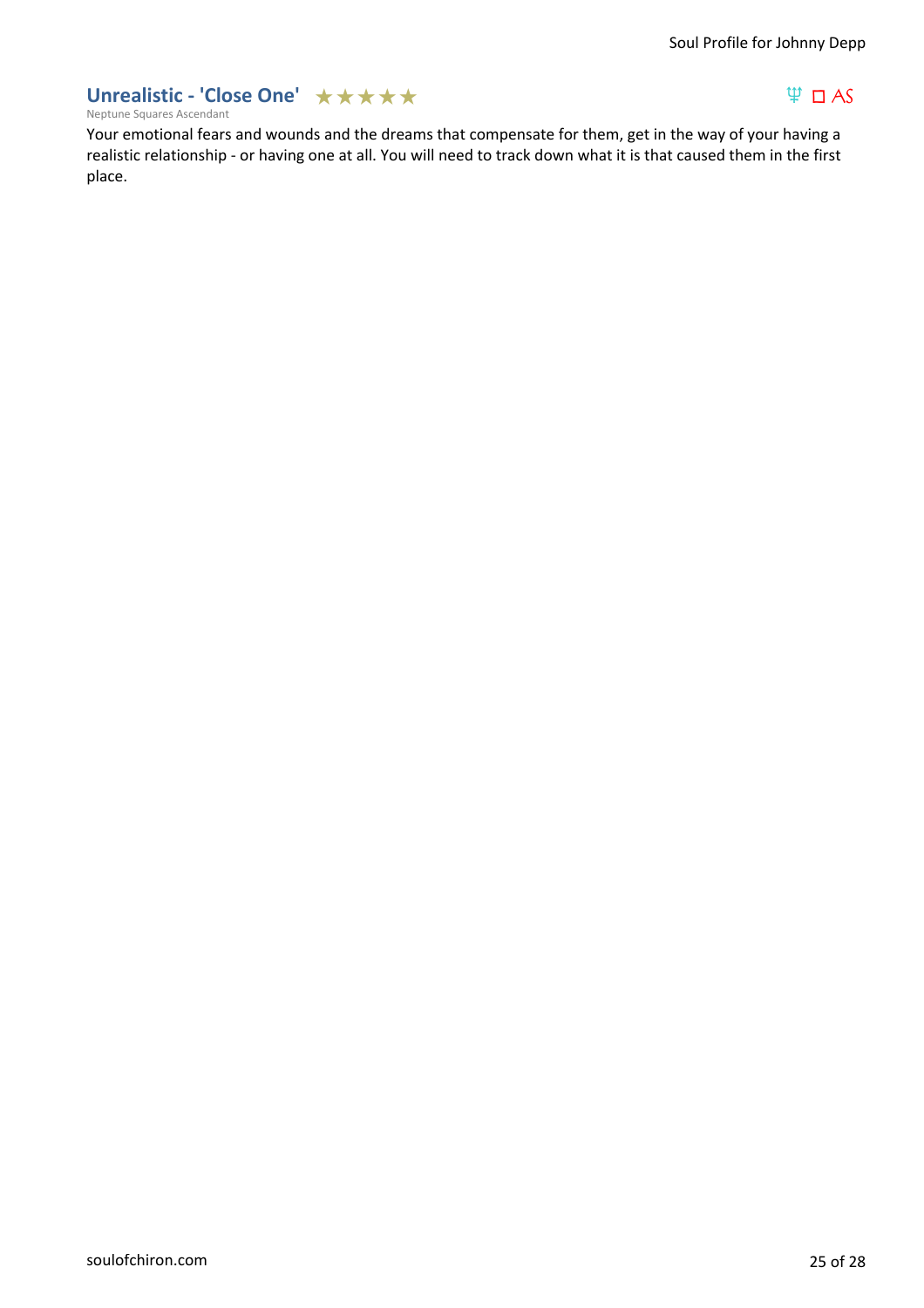## Unrealistic - 'Close One' ★★★★★

♆ □ AS

Neptune Squares Ascendant

Your emotional fears and wounds and the dreams that compensate for them, get in the way of your having a realistic relationship - or having one at all. You will need to track down what it is that caused them in the first place.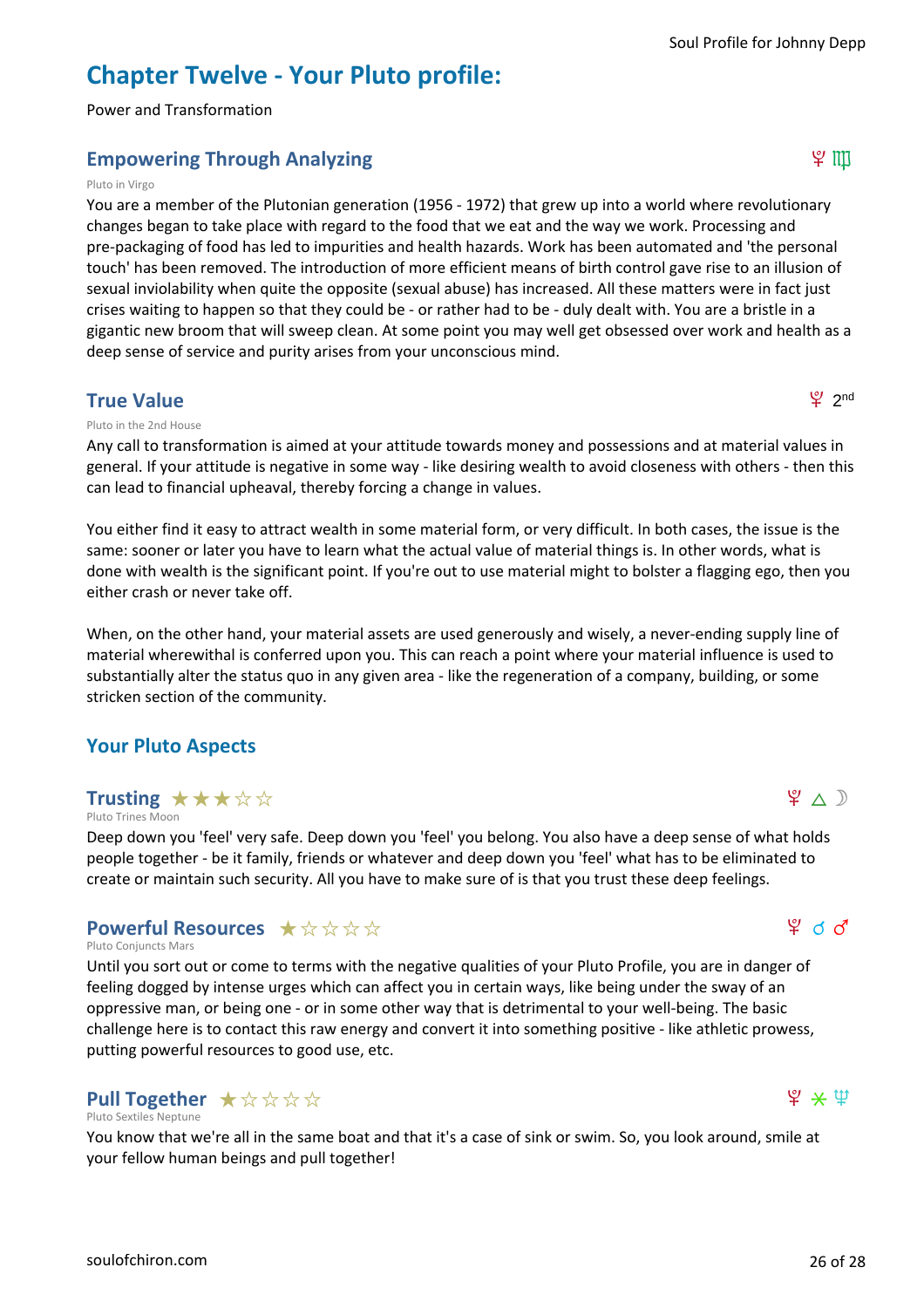# Chapter Twelve - Your Pluto profile:

Power and Transformation

## Empowering Through Analyzing

♇ ♍

Pluto in Virgo

You are a member of the Plutonian generation (1956 - 1972) that grew up into a world where revolutionary changes began to take place with regard to the food that we eat and the way we work. Processing and pre-packaging of food has led to impurities and health hazards. Work has been automated and 'the personal touch' has been removed. The introduction of more efficient means of birth control gave rise to an illusion of sexual inviolability when quite the opposite (sexual abuse) has increased. All these matters were in fact just crises waiting to happen so that they could be - or rather had to be - duly dealt with. You are a bristle in a gigantic new broom that will sweep clean. At some point you may well get obsessed over work and health as a deep sense of service and purity arises from your unconscious mind.

## True Value

♇ 2nd

Pluto in the 2nd House

Any call to transformation is aimed at your attitude towards money and possessions and at material values in general. If your attitude is negative in some way - like desiring wealth to avoid closeness with others - then this can lead to financial upheaval, thereby forcing a change in values.

You either find it easy to attract wealth in some material form, or very difficult. In both cases, the issue is the same: sooner or later you have to learn what the actual value of material things is. In other words, what is done with wealth is the significant point. If you're out to use material might to bolster a flagging ego, then you either crash or never take off.

When, on the other hand, your material assets are used generously and wisely, a never-ending supply line of material wherewithal is conferred upon you. This can reach a point where your material influence is used to substantially alter the status quo in any given area - like the regeneration of a company, building, or some stricken section of the community.

## Your Pluto Aspects

### Trusting ★★★☆☆

♇ △ ☽

Pluto Trines Moon

Deep down you 'feel' very safe. Deep down you 'feel' you belong. You also have a deep sense of what holds people together - be it family, friends or whatever and deep down you 'feel' what has to be eliminated to create or maintain such security. All you have to make sure of is that you trust these deep feelings.

### Powerful Resources ★☆☆☆☆

♇ ☌ ♂

Pluto Conjuncts Mars

Until you sort out or come to terms with the negative qualities of your Pluto Profile, you are in danger of feeling dogged by intense urges which can affect you in certain ways, like being under the sway of an oppressive man, or being one - or in some other way that is detrimental to your well-being. The basic challenge here is to contact this raw energy and convert it into something positive - like athletic prowess, putting powerful resources to good use, etc.

### Pull Together ★☆☆☆☆

♇ ⚹ ♆

Pluto Sextiles Neptune

You know that we're all in the same boat and that it's a case of sink or swim. So, you look around, smile at your fellow human beings and pull together!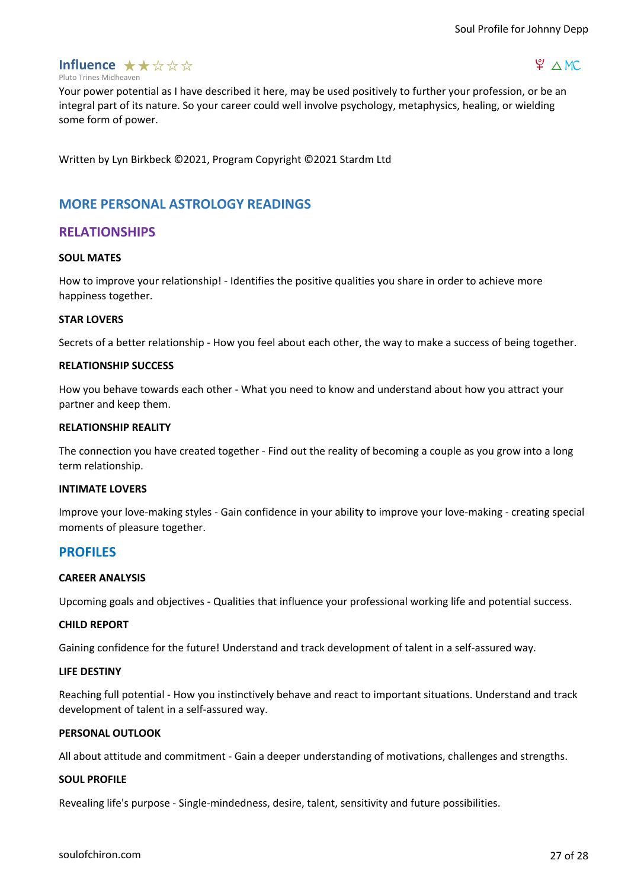## Influence ★★☆☆☆

Pluto Trines Midheaven

♇ △ MC

Your power potential as I have described it here, may be used positively to further your profession, or be an integral part of its nature. So your career could well involve psychology, metaphysics, healing, or wielding some form of power.

Written by Lyn Birkbeck ©2021, Program Copyright ©2021 Stardm Ltd

## MORE PERSONAL ASTROLOGY READINGS

## RELATIONSHIPS

**SOUL MATES**

How to improve your relationship! - Identifies the positive qualities you share in order to achieve more happiness together.

**STAR LOVERS**

Secrets of a better relationship - How you feel about each other, the way to make a success of being together.

**RELATIONSHIP SUCCESS**

How you behave towards each other - What you need to know and understand about how you attract your partner and keep them.

**RELATIONSHIP REALITY**

The connection you have created together - Find out the reality of becoming a couple as you grow into a long term relationship.

**INTIMATE LOVERS**

Improve your love-making styles - Gain confidence in your ability to improve your love-making - creating special moments of pleasure together.

## PROFILES

**CAREER ANALYSIS**

Upcoming goals and objectives - Qualities that influence your professional working life and potential success.

**CHILD REPORT**

Gaining confidence for the future! Understand and track development of talent in a self-assured way.

**LIFE DESTINY**

Reaching full potential - How you instinctively behave and react to important situations. Understand and track development of talent in a self-assured way.

**PERSONAL OUTLOOK**

All about attitude and commitment - Gain a deeper understanding of motivations, challenges and strengths.

**SOUL PROFILE**

Revealing life's purpose - Single-mindedness, desire, talent, sensitivity and future possibilities.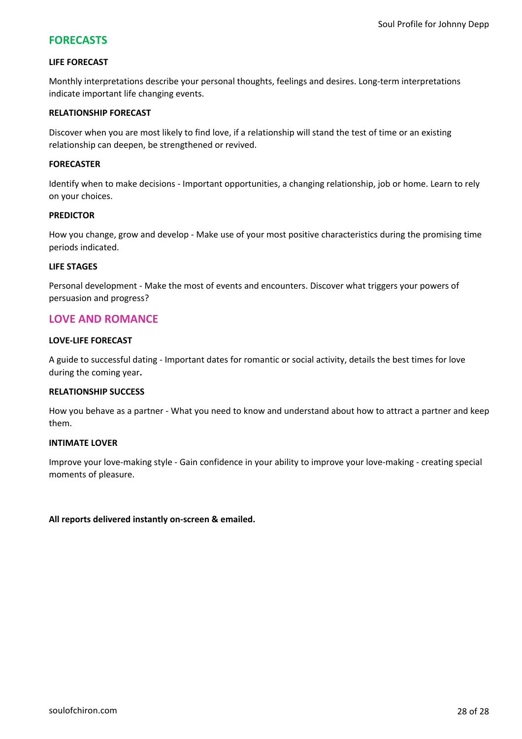## FORECASTS

### LIFE FORECAST

Monthly interpretations describe your personal thoughts, feelings and desires. Long-term interpretations indicate important life changing events.

### RELATIONSHIP FORECAST

Discover when you are most likely to find love, if a relationship will stand the test of time or an existing relationship can deepen, be strengthened or revived.

### FORECASTER

Identify when to make decisions - Important opportunities, a changing relationship, job or home. Learn to rely on your choices.

### PREDICTOR

How you change, grow and develop - Make use of your most positive characteristics during the promising time periods indicated.

### LIFE STAGES

Personal development - Make the most of events and encounters. Discover what triggers your powers of persuasion and progress?

## LOVE AND ROMANCE

### LOVE-LIFE FORECAST

A guide to successful dating - Important dates for romantic or social activity, details the best times for love during the coming year**.**

### RELATIONSHIP SUCCESS

How you behave as a partner - What you need to know and understand about how to attract a partner and keep them.

### INTIMATE LOVER

Improve your love-making style - Gain confidence in your ability to improve your love-making - creating special moments of pleasure.

**All reports delivered instantly on-screen & emailed.**